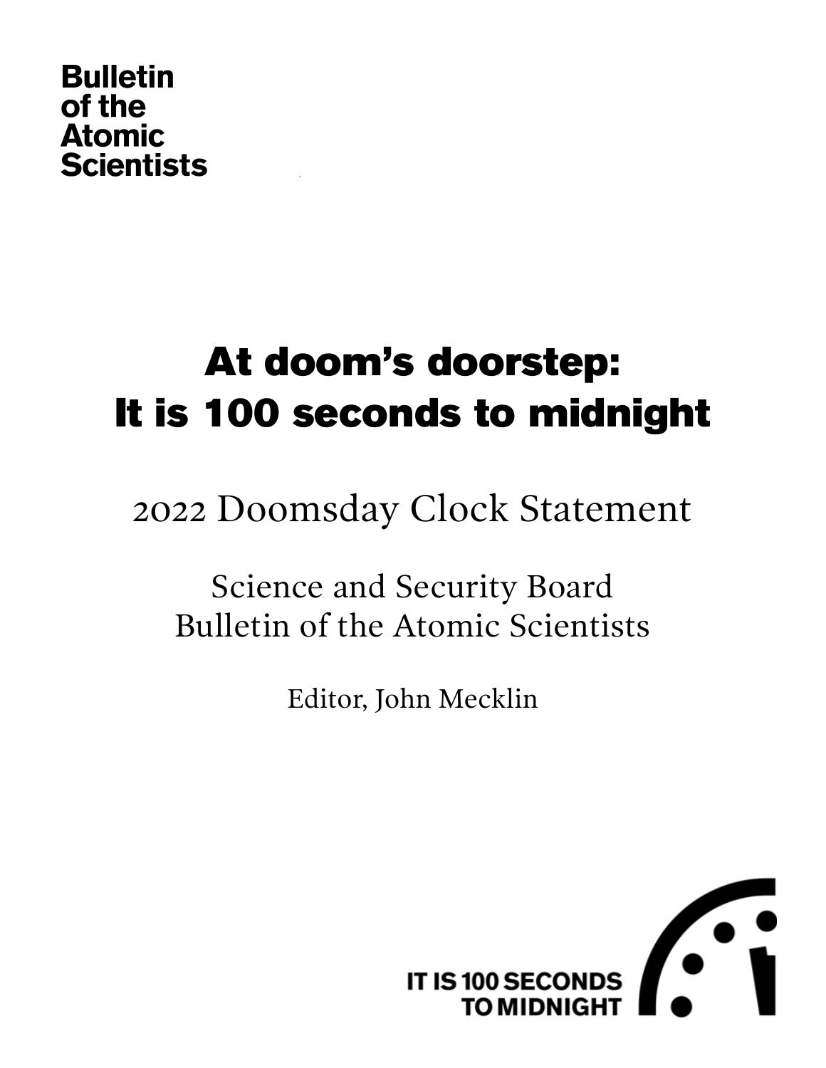**Bulletin of the Atomic Scientists**

# At doom's doorstep: It is 100 seconds to midnight

## 2022 Doomsday Clock Statement

Science and Security Board
Bulletin of the Atomic Scientists

Editor, John Mecklin

IT IS 100 SECONDS TO MIDNIGHT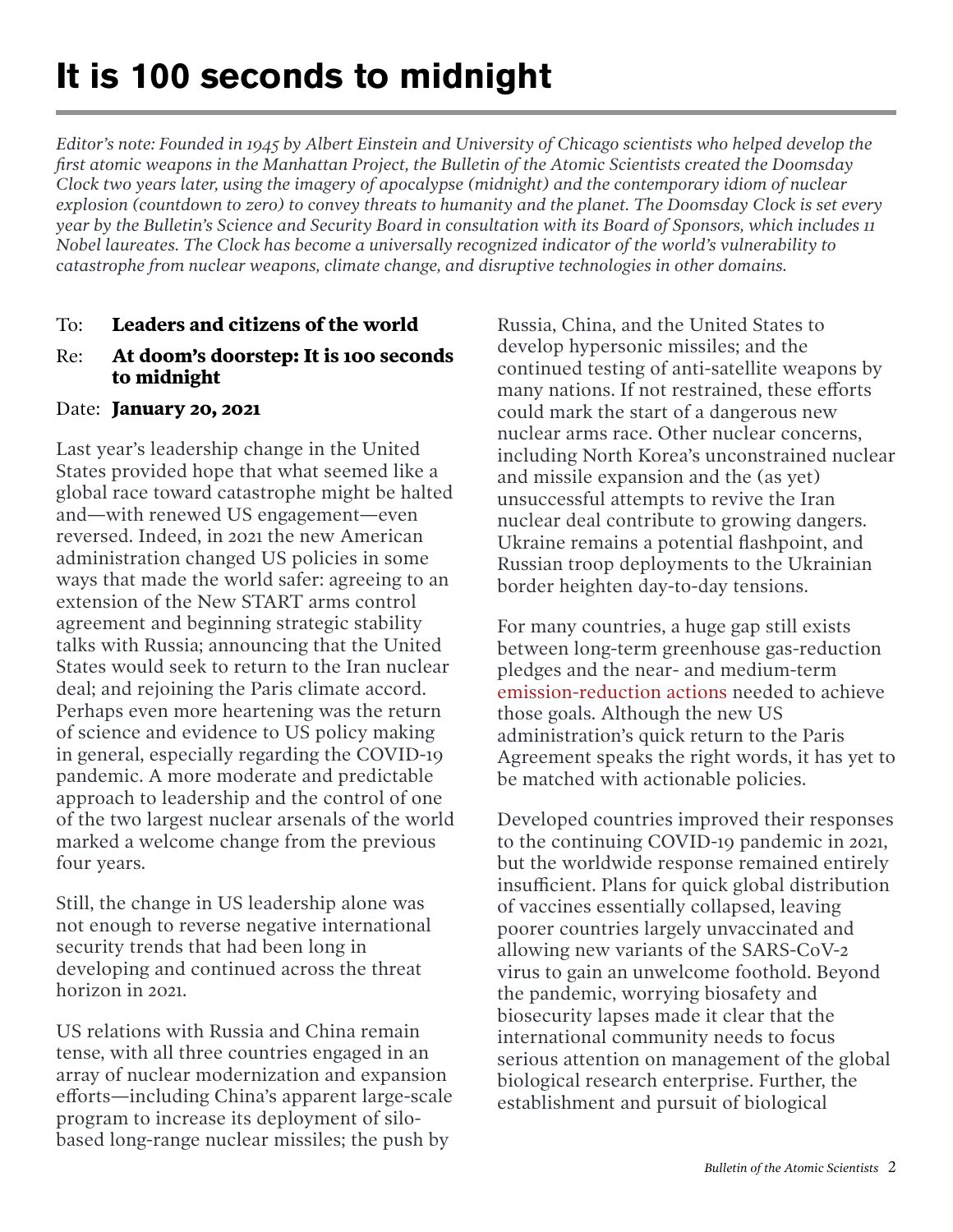# It is 100 seconds to midnight

*Editor's note: Founded in 1945 by Albert Einstein and University of Chicago scientists who helped develop the first atomic weapons in the Manhattan Project, the Bulletin of the Atomic Scientists created the Doomsday Clock two years later, using the imagery of apocalypse (midnight) and the contemporary idiom of nuclear explosion (countdown to zero) to convey threats to humanity and the planet. The Doomsday Clock is set every year by the Bulletin's Science and Security Board in consultation with its Board of Sponsors, which includes 11 Nobel laureates. The Clock has become a universally recognized indicator of the world's vulnerability to catastrophe from nuclear weapons, climate change, and disruptive technologies in other domains.*

To: **Leaders and citizens of the world**

Re: **At doom's doorstep: It is 100 seconds to midnight**

Date: **January 20, 2021**

Last year's leadership change in the United States provided hope that what seemed like a global race toward catastrophe might be halted and—with renewed US engagement—even reversed. Indeed, in 2021 the new American administration changed US policies in some ways that made the world safer: agreeing to an extension of the New START arms control agreement and beginning strategic stability talks with Russia; announcing that the United States would seek to return to the Iran nuclear deal; and rejoining the Paris climate accord. Perhaps even more heartening was the return of science and evidence to US policy making in general, especially regarding the COVID-19 pandemic. A more moderate and predictable approach to leadership and the control of one of the two largest nuclear arsenals of the world marked a welcome change from the previous four years.

Still, the change in US leadership alone was not enough to reverse negative international security trends that had been long in developing and continued across the threat horizon in 2021.

US relations with Russia and China remain tense, with all three countries engaged in an array of nuclear modernization and expansion efforts—including China's apparent large-scale program to increase its deployment of silo-based long-range nuclear missiles; the push by Russia, China, and the United States to develop hypersonic missiles; and the continued testing of anti-satellite weapons by many nations. If not restrained, these efforts could mark the start of a dangerous new nuclear arms race. Other nuclear concerns, including North Korea's unconstrained nuclear and missile expansion and the (as yet) unsuccessful attempts to revive the Iran nuclear deal contribute to growing dangers. Ukraine remains a potential flashpoint, and Russian troop deployments to the Ukrainian border heighten day-to-day tensions.

For many countries, a huge gap still exists between long-term greenhouse gas-reduction pledges and the near- and medium-term emission-reduction actions needed to achieve those goals. Although the new US administration's quick return to the Paris Agreement speaks the right words, it has yet to be matched with actionable policies.

Developed countries improved their responses to the continuing COVID-19 pandemic in 2021, but the worldwide response remained entirely insufficient. Plans for quick global distribution of vaccines essentially collapsed, leaving poorer countries largely unvaccinated and allowing new variants of the SARS-CoV-2 virus to gain an unwelcome foothold. Beyond the pandemic, worrying biosafety and biosecurity lapses made it clear that the international community needs to focus serious attention on management of the global biological research enterprise. Further, the establishment and pursuit of biological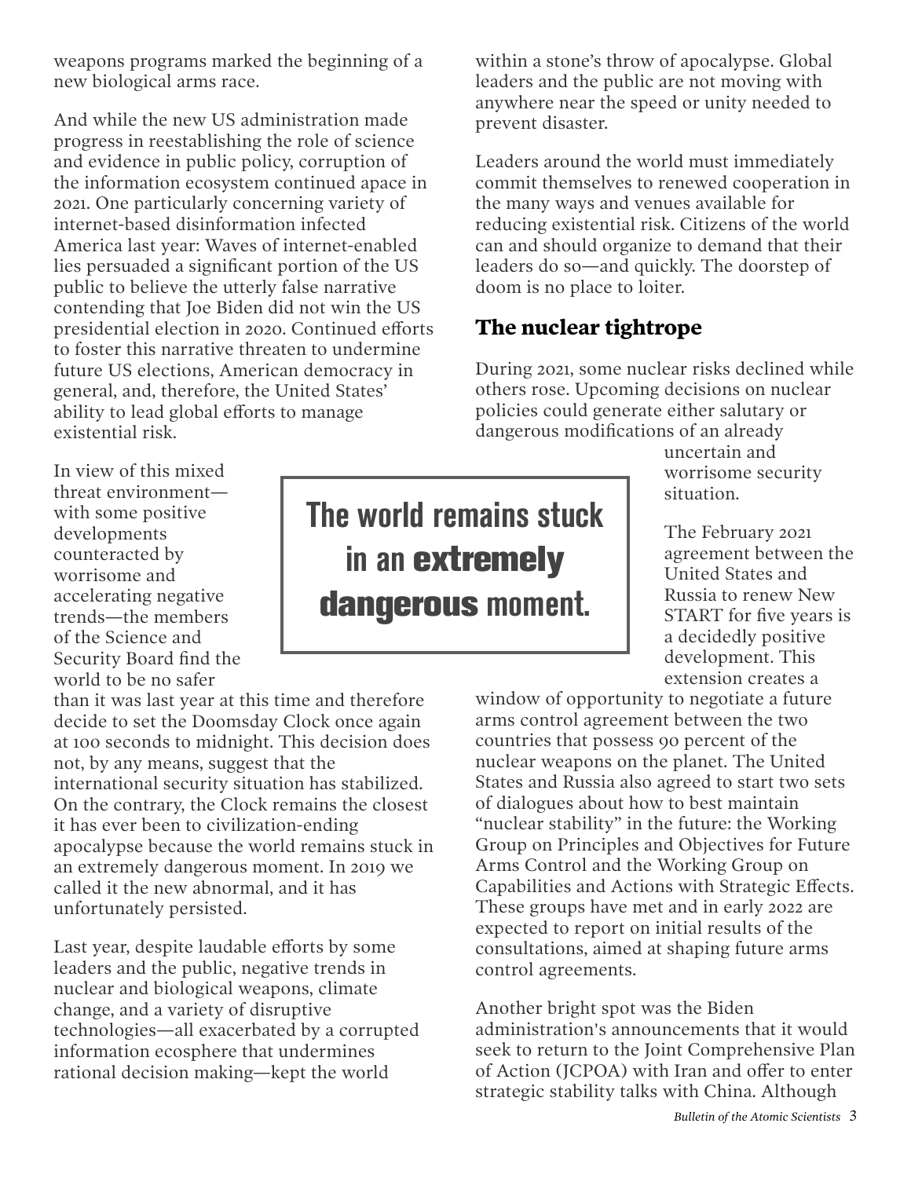weapons programs marked the beginning of a new biological arms race.

And while the new US administration made progress in reestablishing the role of science and evidence in public policy, corruption of the information ecosystem continued apace in 2021. One particularly concerning variety of internet-based disinformation infected America last year: Waves of internet-enabled lies persuaded a significant portion of the US public to believe the utterly false narrative contending that Joe Biden did not win the US presidential election in 2020. Continued efforts to foster this narrative threaten to undermine future US elections, American democracy in general, and, therefore, the United States' ability to lead global efforts to manage existential risk.

In view of this mixed threat environment—with some positive developments counteracted by worrisome and accelerating negative trends—the members of the Science and Security Board find the world to be no safer than it was last year at this time and therefore decide to set the Doomsday Clock once again at 100 seconds to midnight. This decision does not, by any means, suggest that the international security situation has stabilized. On the contrary, the Clock remains the closest it has ever been to civilization-ending apocalypse because the world remains stuck in an extremely dangerous moment. In 2019 we called it the new abnormal, and it has unfortunately persisted.

> **The world remains stuck in an *extremely dangerous* moment.**

Last year, despite laudable efforts by some leaders and the public, negative trends in nuclear and biological weapons, climate change, and a variety of disruptive technologies—all exacerbated by a corrupted information ecosphere that undermines rational decision making—kept the world within a stone's throw of apocalypse. Global leaders and the public are not moving with anywhere near the speed or unity needed to prevent disaster.

Leaders around the world must immediately commit themselves to renewed cooperation in the many ways and venues available for reducing existential risk. Citizens of the world can and should organize to demand that their leaders do so—and quickly. The doorstep of doom is no place to loiter.

## The nuclear tightrope

During 2021, some nuclear risks declined while others rose. Upcoming decisions on nuclear policies could generate either salutary or dangerous modifications of an already uncertain and worrisome security situation.

The February 2021 agreement between the United States and Russia to renew New START for five years is a decidedly positive development. This extension creates a window of opportunity to negotiate a future arms control agreement between the two countries that possess 90 percent of the nuclear weapons on the planet. The United States and Russia also agreed to start two sets of dialogues about how to best maintain "nuclear stability" in the future: the Working Group on Principles and Objectives for Future Arms Control and the Working Group on Capabilities and Actions with Strategic Effects. These groups have met and in early 2022 are expected to report on initial results of the consultations, aimed at shaping future arms control agreements.

Another bright spot was the Biden administration's announcements that it would seek to return to the Joint Comprehensive Plan of Action (JCPOA) with Iran and offer to enter strategic stability talks with China. Although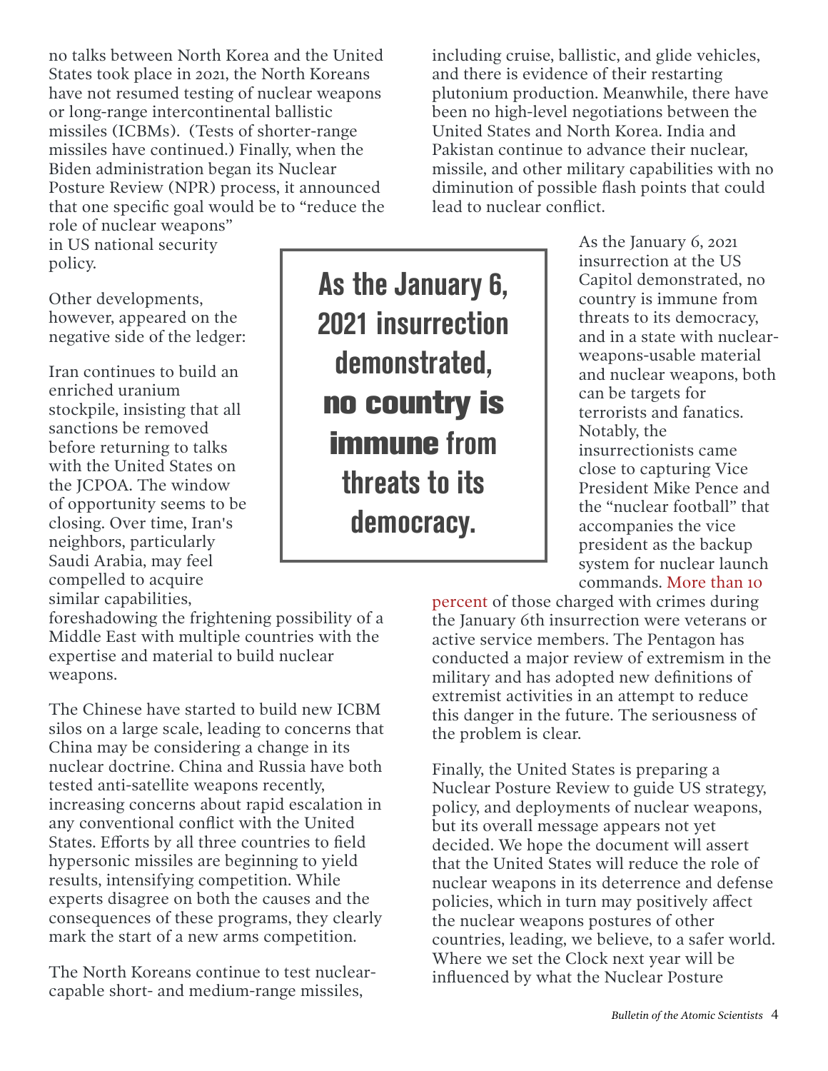no talks between North Korea and the United States took place in 2021, the North Koreans have not resumed testing of nuclear weapons or long-range intercontinental ballistic missiles (ICBMs). (Tests of shorter-range missiles have continued.) Finally, when the Biden administration began its Nuclear Posture Review (NPR) process, it announced that one specific goal would be to "reduce the role of nuclear weapons" in US national security policy.

Other developments, however, appeared on the negative side of the ledger:

Iran continues to build an enriched uranium stockpile, insisting that all sanctions be removed before returning to talks with the United States on the JCPOA. The window of opportunity seems to be closing. Over time, Iran's neighbors, particularly Saudi Arabia, may feel compelled to acquire similar capabilities, foreshadowing the frightening possibility of a Middle East with multiple countries with the expertise and material to build nuclear weapons.

The Chinese have started to build new ICBM silos on a large scale, leading to concerns that China may be considering a change in its nuclear doctrine. China and Russia have both tested anti-satellite weapons recently, increasing concerns about rapid escalation in any conventional conflict with the United States. Efforts by all three countries to field hypersonic missiles are beginning to yield results, intensifying competition. While experts disagree on both the causes and the consequences of these programs, they clearly mark the start of a new arms competition.

The North Koreans continue to test nuclear-capable short- and medium-range missiles, including cruise, ballistic, and glide vehicles, and there is evidence of their restarting plutonium production. Meanwhile, there have been no high-level negotiations between the United States and North Korea. India and Pakistan continue to advance their nuclear, missile, and other military capabilities with no diminution of possible flash points that could lead to nuclear conflict.

> **As the January 6, 2021 insurrection demonstrated, no country is immune from threats to its democracy.**

As the January 6, 2021 insurrection at the US Capitol demonstrated, no country is immune from threats to its democracy, and in a state with nuclear-weapons-usable material and nuclear weapons, both can be targets for terrorists and fanatics. Notably, the insurrectionists came close to capturing Vice President Mike Pence and the "nuclear football" that accompanies the vice president as the backup system for nuclear launch commands. More than 10 percent of those charged with crimes during the January 6th insurrection were veterans or active service members. The Pentagon has conducted a major review of extremism in the military and has adopted new definitions of extremist activities in an attempt to reduce this danger in the future. The seriousness of the problem is clear.

Finally, the United States is preparing a Nuclear Posture Review to guide US strategy, policy, and deployments of nuclear weapons, but its overall message appears not yet decided. We hope the document will assert that the United States will reduce the role of nuclear weapons in its deterrence and defense policies, which in turn may positively affect the nuclear weapons postures of other countries, leading, we believe, to a safer world. Where we set the Clock next year will be influenced by what the Nuclear Posture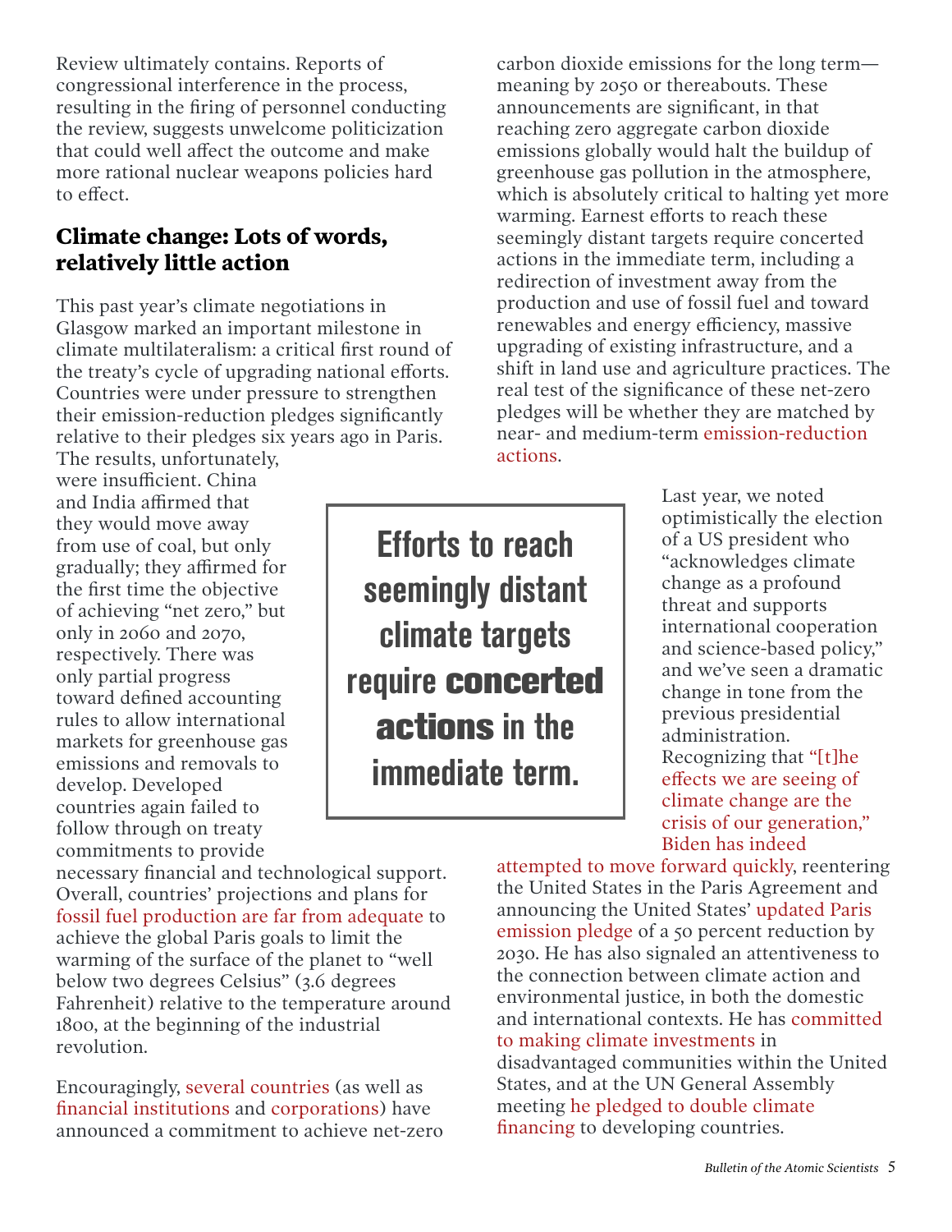Review ultimately contains. Reports of congressional interference in the process, resulting in the firing of personnel conducting the review, suggests unwelcome politicization that could well affect the outcome and make more rational nuclear weapons policies hard to effect.

## Climate change: Lots of words, relatively little action

This past year's climate negotiations in Glasgow marked an important milestone in climate multilateralism: a critical first round of the treaty's cycle of upgrading national efforts. Countries were under pressure to strengthen their emission-reduction pledges significantly relative to their pledges six years ago in Paris. The results, unfortunately, were insufficient. China and India affirmed that they would move away from use of coal, but only gradually; they affirmed for the first time the objective of achieving "net zero," but only in 2060 and 2070, respectively. There was only partial progress toward defined accounting rules to allow international markets for greenhouse gas emissions and removals to develop. Developed countries again failed to follow through on treaty commitments to provide necessary financial and technological support. Overall, countries' projections and plans for fossil fuel production are far from adequate to achieve the global Paris goals to limit the warming of the surface of the planet to "well below two degrees Celsius" (3.6 degrees Fahrenheit) relative to the temperature around 1800, at the beginning of the industrial revolution.

Encouragingly, several countries (as well as financial institutions and corporations) have announced a commitment to achieve net-zero carbon dioxide emissions for the long term—meaning by 2050 or thereabouts. These announcements are significant, in that reaching zero aggregate carbon dioxide emissions globally would halt the buildup of greenhouse gas pollution in the atmosphere, which is absolutely critical to halting yet more warming. Earnest efforts to reach these seemingly distant targets require concerted actions in the immediate term, including a redirection of investment away from the production and use of fossil fuel and toward renewables and energy efficiency, massive upgrading of existing infrastructure, and a shift in land use and agriculture practices. The real test of the significance of these net-zero pledges will be whether they are matched by near- and medium-term emission-reduction actions.

> **Efforts to reach seemingly distant climate targets require concerted actions in the immediate term.**

Last year, we noted optimistically the election of a US president who "acknowledges climate change as a profound threat and supports international cooperation and science-based policy," and we've seen a dramatic change in tone from the previous presidential administration. Recognizing that "[t]he effects we are seeing of climate change are the crisis of our generation," Biden has indeed attempted to move forward quickly, reentering the United States in the Paris Agreement and announcing the United States' updated Paris emission pledge of a 50 percent reduction by 2030. He has also signaled an attentiveness to the connection between climate action and environmental justice, in both the domestic and international contexts. He has committed to making climate investments in disadvantaged communities within the United States, and at the UN General Assembly meeting he pledged to double climate financing to developing countries.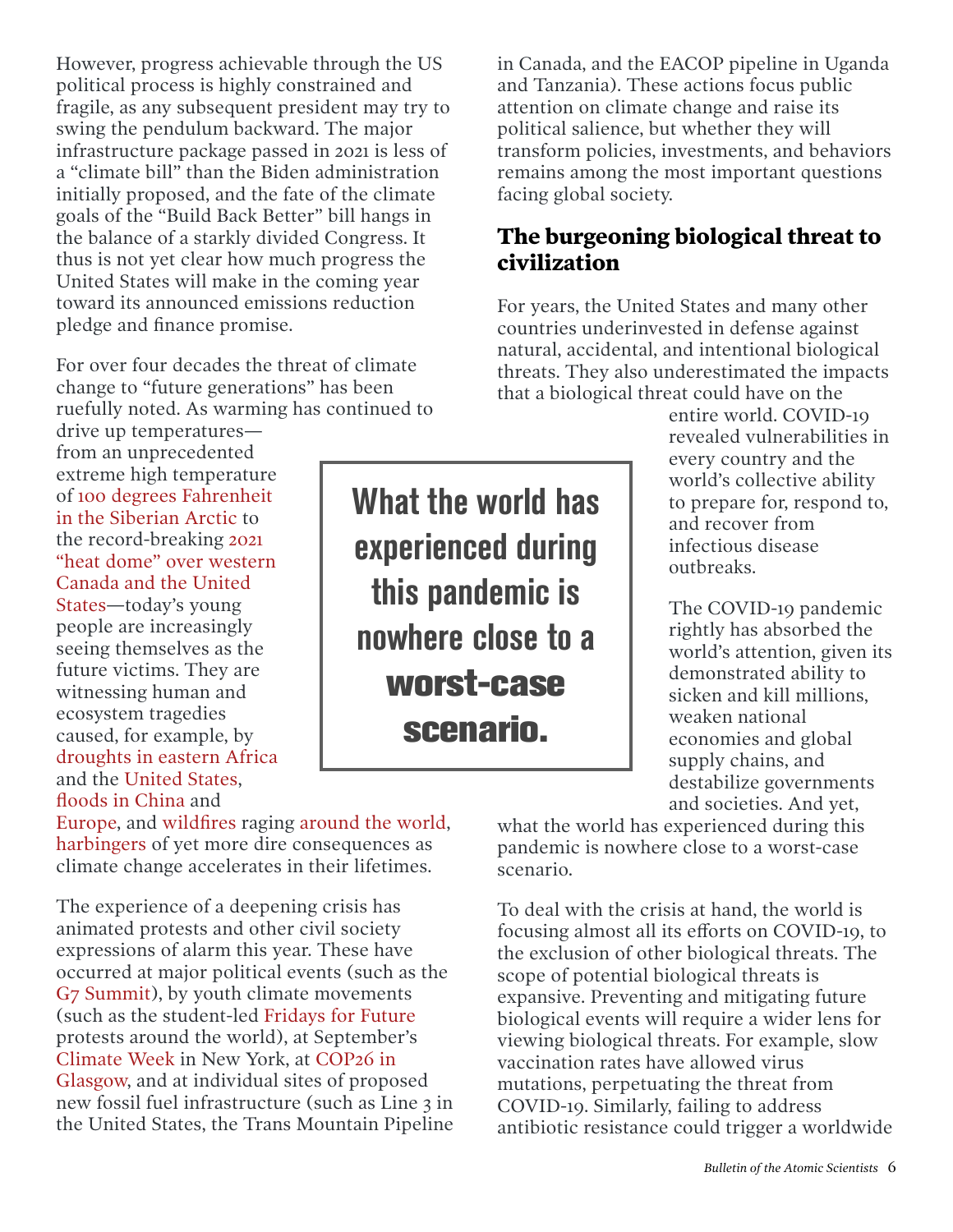However, progress achievable through the US political process is highly constrained and fragile, as any subsequent president may try to swing the pendulum backward. The major infrastructure package passed in 2021 is less of a "climate bill" than the Biden administration initially proposed, and the fate of the climate goals of the "Build Back Better" bill hangs in the balance of a starkly divided Congress. It thus is not yet clear how much progress the United States will make in the coming year toward its announced emissions reduction pledge and finance promise.

For over four decades the threat of climate change to "future generations" has been ruefully noted. As warming has continued to drive up temperatures—from an unprecedented extreme high temperature of 100 degrees Fahrenheit in the Siberian Arctic to the record-breaking 2021 "heat dome" over western Canada and the United States—today's young people are increasingly seeing themselves as the future victims. They are witnessing human and ecosystem tragedies caused, for example, by droughts in eastern Africa and the United States, floods in China and Europe, and wildfires raging around the world, harbingers of yet more dire consequences as climate change accelerates in their lifetimes.

The experience of a deepening crisis has animated protests and other civil society expressions of alarm this year. These have occurred at major political events (such as the G7 Summit), by youth climate movements (such as the student-led Fridays for Future protests around the world), at September's Climate Week in New York, at COP26 in Glasgow, and at individual sites of proposed new fossil fuel infrastructure (such as Line 3 in the United States, the Trans Mountain Pipeline in Canada, and the EACOP pipeline in Uganda and Tanzania). These actions focus public attention on climate change and raise its political salience, but whether they will transform policies, investments, and behaviors remains among the most important questions facing global society.

## The burgeoning biological threat to civilization

For years, the United States and many other countries underinvested in defense against natural, accidental, and intentional biological threats. They also underestimated the impacts that a biological threat could have on the entire world. COVID-19 revealed vulnerabilities in every country and the world's collective ability to prepare for, respond to, and recover from infectious disease outbreaks.

> **What the world has experienced during this pandemic is nowhere close to a worst-case scenario.**

The COVID-19 pandemic rightly has absorbed the world's attention, given its demonstrated ability to sicken and kill millions, weaken national economies and global supply chains, and destabilize governments and societies. And yet, what the world has experienced during this pandemic is nowhere close to a worst-case scenario.

To deal with the crisis at hand, the world is focusing almost all its efforts on COVID-19, to the exclusion of other biological threats. The scope of potential biological threats is expansive. Preventing and mitigating future biological events will require a wider lens for viewing biological threats. For example, slow vaccination rates have allowed virus mutations, perpetuating the threat from COVID-19. Similarly, failing to address antibiotic resistance could trigger a worldwide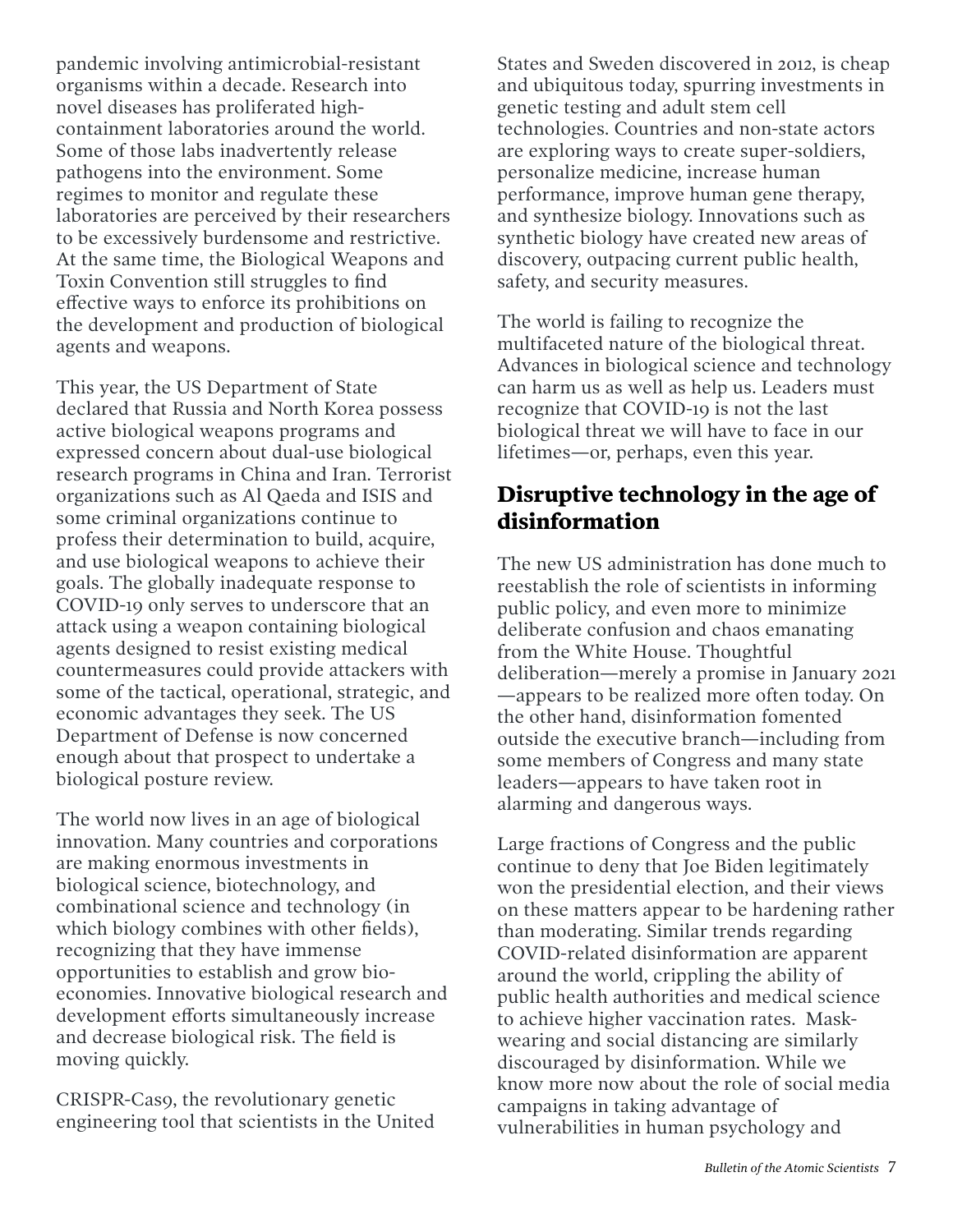pandemic involving antimicrobial-resistant organisms within a decade. Research into novel diseases has proliferated high-containment laboratories around the world. Some of those labs inadvertently release pathogens into the environment. Some regimes to monitor and regulate these laboratories are perceived by their researchers to be excessively burdensome and restrictive. At the same time, the Biological Weapons and Toxin Convention still struggles to find effective ways to enforce its prohibitions on the development and production of biological agents and weapons.

This year, the US Department of State declared that Russia and North Korea possess active biological weapons programs and expressed concern about dual-use biological research programs in China and Iran. Terrorist organizations such as Al Qaeda and ISIS and some criminal organizations continue to profess their determination to build, acquire, and use biological weapons to achieve their goals. The globally inadequate response to COVID-19 only serves to underscore that an attack using a weapon containing biological agents designed to resist existing medical countermeasures could provide attackers with some of the tactical, operational, strategic, and economic advantages they seek. The US Department of Defense is now concerned enough about that prospect to undertake a biological posture review.

The world now lives in an age of biological innovation. Many countries and corporations are making enormous investments in biological science, biotechnology, and combinational science and technology (in which biology combines with other fields), recognizing that they have immense opportunities to establish and grow bio-economies. Innovative biological research and development efforts simultaneously increase and decrease biological risk. The field is moving quickly.

CRISPR-Cas9, the revolutionary genetic engineering tool that scientists in the United States and Sweden discovered in 2012, is cheap and ubiquitous today, spurring investments in genetic testing and adult stem cell technologies. Countries and non-state actors are exploring ways to create super-soldiers, personalize medicine, increase human performance, improve human gene therapy, and synthesize biology. Innovations such as synthetic biology have created new areas of discovery, outpacing current public health, safety, and security measures.

The world is failing to recognize the multifaceted nature of the biological threat. Advances in biological science and technology can harm us as well as help us. Leaders must recognize that COVID-19 is not the last biological threat we will have to face in our lifetimes—or, perhaps, even this year.

## Disruptive technology in the age of disinformation

The new US administration has done much to reestablish the role of scientists in informing public policy, and even more to minimize deliberate confusion and chaos emanating from the White House. Thoughtful deliberation—merely a promise in January 2021—appears to be realized more often today. On the other hand, disinformation fomented outside the executive branch—including from some members of Congress and many state leaders—appears to have taken root in alarming and dangerous ways.

Large fractions of Congress and the public continue to deny that Joe Biden legitimately won the presidential election, and their views on these matters appear to be hardening rather than moderating. Similar trends regarding COVID-related disinformation are apparent around the world, crippling the ability of public health authorities and medical science to achieve higher vaccination rates. Mask-wearing and social distancing are similarly discouraged by disinformation. While we know more now about the role of social media campaigns in taking advantage of vulnerabilities in human psychology and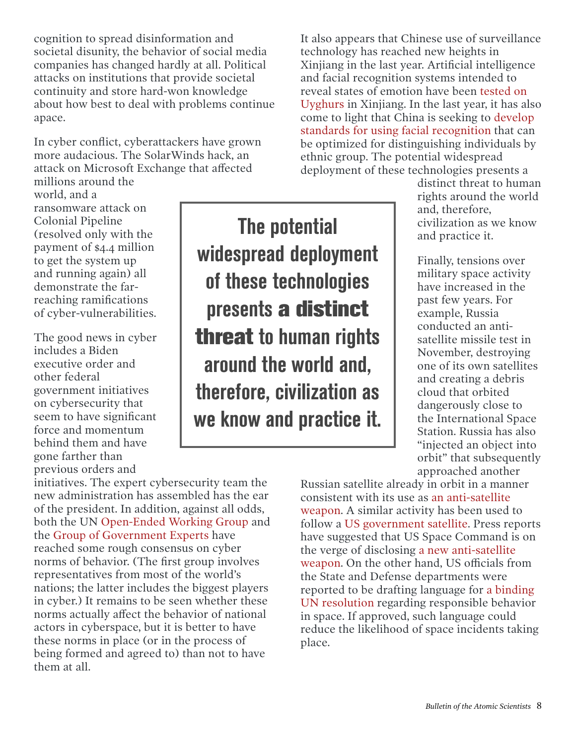cognition to spread disinformation and societal disunity, the behavior of social media companies has changed hardly at all. Political attacks on institutions that provide societal continuity and store hard-won knowledge about how best to deal with problems continue apace.

In cyber conflict, cyberattackers have grown more audacious. The SolarWinds hack, an attack on Microsoft Exchange that affected millions around the world, and a ransomware attack on Colonial Pipeline (resolved only with the payment of $4.4 million to get the system up and running again) all demonstrate the far-reaching ramifications of cyber-vulnerabilities.

The good news in cyber includes a Biden executive order and other federal government initiatives on cybersecurity that seem to have significant force and momentum behind them and have gone farther than previous orders and initiatives. The expert cybersecurity team the new administration has assembled has the ear of the president. In addition, against all odds, both the UN Open-Ended Working Group and the Group of Government Experts have reached some rough consensus on cyber norms of behavior. (The first group involves representatives from most of the world's nations; the latter includes the biggest players in cyber.) It remains to be seen whether these norms actually affect the behavior of national actors in cyberspace, but it is better to have these norms in place (or in the process of being formed and agreed to) than not to have them at all.

It also appears that Chinese use of surveillance technology has reached new heights in Xinjiang in the last year. Artificial intelligence and facial recognition systems intended to reveal states of emotion have been tested on Uyghurs in Xinjiang. In the last year, it has also come to light that China is seeking to develop standards for using facial recognition that can be optimized for distinguishing individuals by ethnic group. The potential widespread deployment of these technologies presents a distinct threat to human rights around the world and, therefore, civilization as we know and practice it.

> **The potential widespread deployment of these technologies presents a distinct threat to human rights around the world and, therefore, civilization as we know and practice it.**

Finally, tensions over military space activity have increased in the past few years. For example, Russia conducted an anti-satellite missile test in November, destroying one of its own satellites and creating a debris cloud that orbited dangerously close to the International Space Station. Russia has also "injected an object into orbit" that subsequently approached another Russian satellite already in orbit in a manner consistent with its use as an anti-satellite weapon. A similar activity has been used to follow a US government satellite. Press reports have suggested that US Space Command is on the verge of disclosing a new anti-satellite weapon. On the other hand, US officials from the State and Defense departments were reported to be drafting language for a binding UN resolution regarding responsible behavior in space. If approved, such language could reduce the likelihood of space incidents taking place.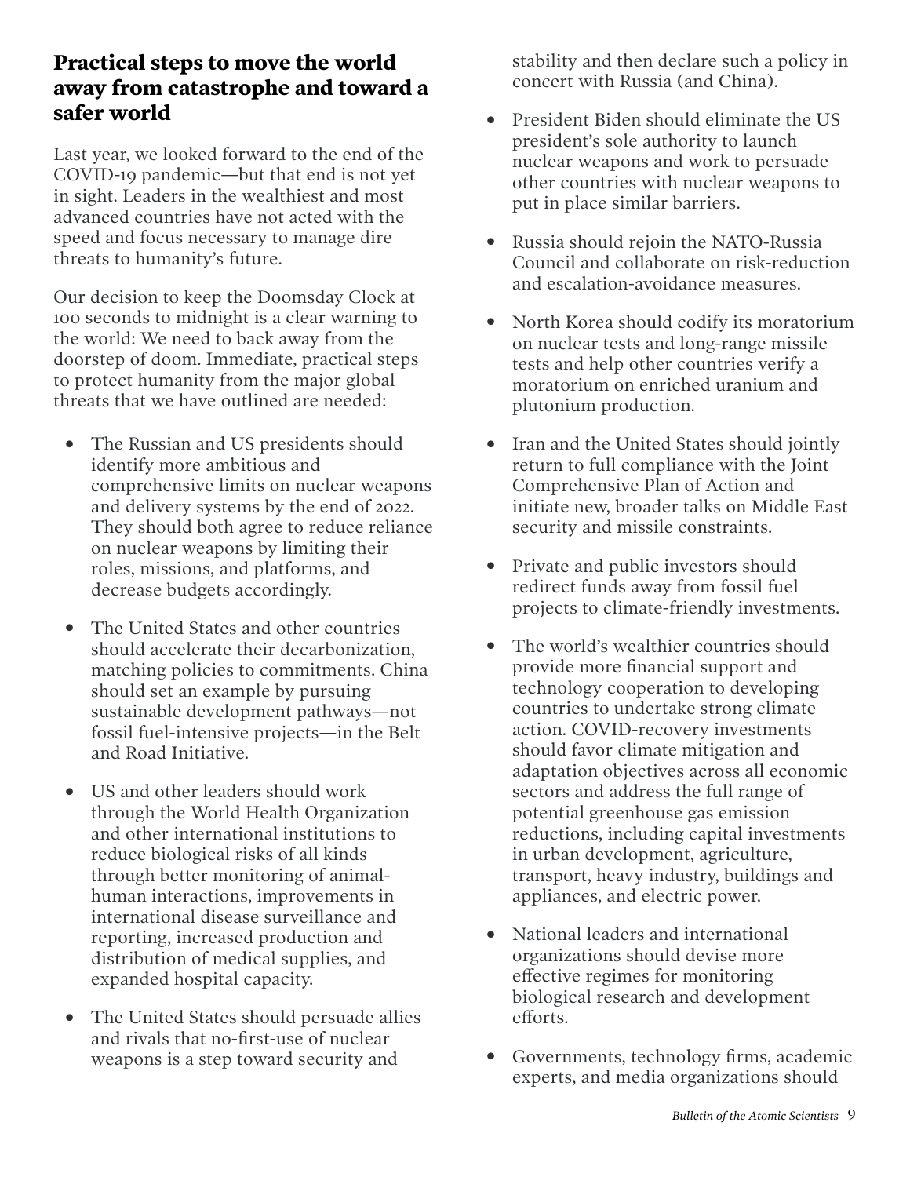## Practical steps to move the world away from catastrophe and toward a safer world

Last year, we looked forward to the end of the COVID-19 pandemic—but that end is not yet in sight. Leaders in the wealthiest and most advanced countries have not acted with the speed and focus necessary to manage dire threats to humanity's future.

Our decision to keep the Doomsday Clock at 100 seconds to midnight is a clear warning to the world: We need to back away from the doorstep of doom. Immediate, practical steps to protect humanity from the major global threats that we have outlined are needed:

- The Russian and US presidents should identify more ambitious and comprehensive limits on nuclear weapons and delivery systems by the end of 2022. They should both agree to reduce reliance on nuclear weapons by limiting their roles, missions, and platforms, and decrease budgets accordingly.
- The United States and other countries should accelerate their decarbonization, matching policies to commitments. China should set an example by pursuing sustainable development pathways—not fossil fuel-intensive projects—in the Belt and Road Initiative.
- US and other leaders should work through the World Health Organization and other international institutions to reduce biological risks of all kinds through better monitoring of animal-human interactions, improvements in international disease surveillance and reporting, increased production and distribution of medical supplies, and expanded hospital capacity.
- The United States should persuade allies and rivals that no-first-use of nuclear weapons is a step toward security and stability and then declare such a policy in concert with Russia (and China).
- President Biden should eliminate the US president's sole authority to launch nuclear weapons and work to persuade other countries with nuclear weapons to put in place similar barriers.
- Russia should rejoin the NATO-Russia Council and collaborate on risk-reduction and escalation-avoidance measures.
- North Korea should codify its moratorium on nuclear tests and long-range missile tests and help other countries verify a moratorium on enriched uranium and plutonium production.
- Iran and the United States should jointly return to full compliance with the Joint Comprehensive Plan of Action and initiate new, broader talks on Middle East security and missile constraints.
- Private and public investors should redirect funds away from fossil fuel projects to climate-friendly investments.
- The world's wealthier countries should provide more financial support and technology cooperation to developing countries to undertake strong climate action. COVID-recovery investments should favor climate mitigation and adaptation objectives across all economic sectors and address the full range of potential greenhouse gas emission reductions, including capital investments in urban development, agriculture, transport, heavy industry, buildings and appliances, and electric power.
- National leaders and international organizations should devise more effective regimes for monitoring biological research and development efforts.
- Governments, technology firms, academic experts, and media organizations should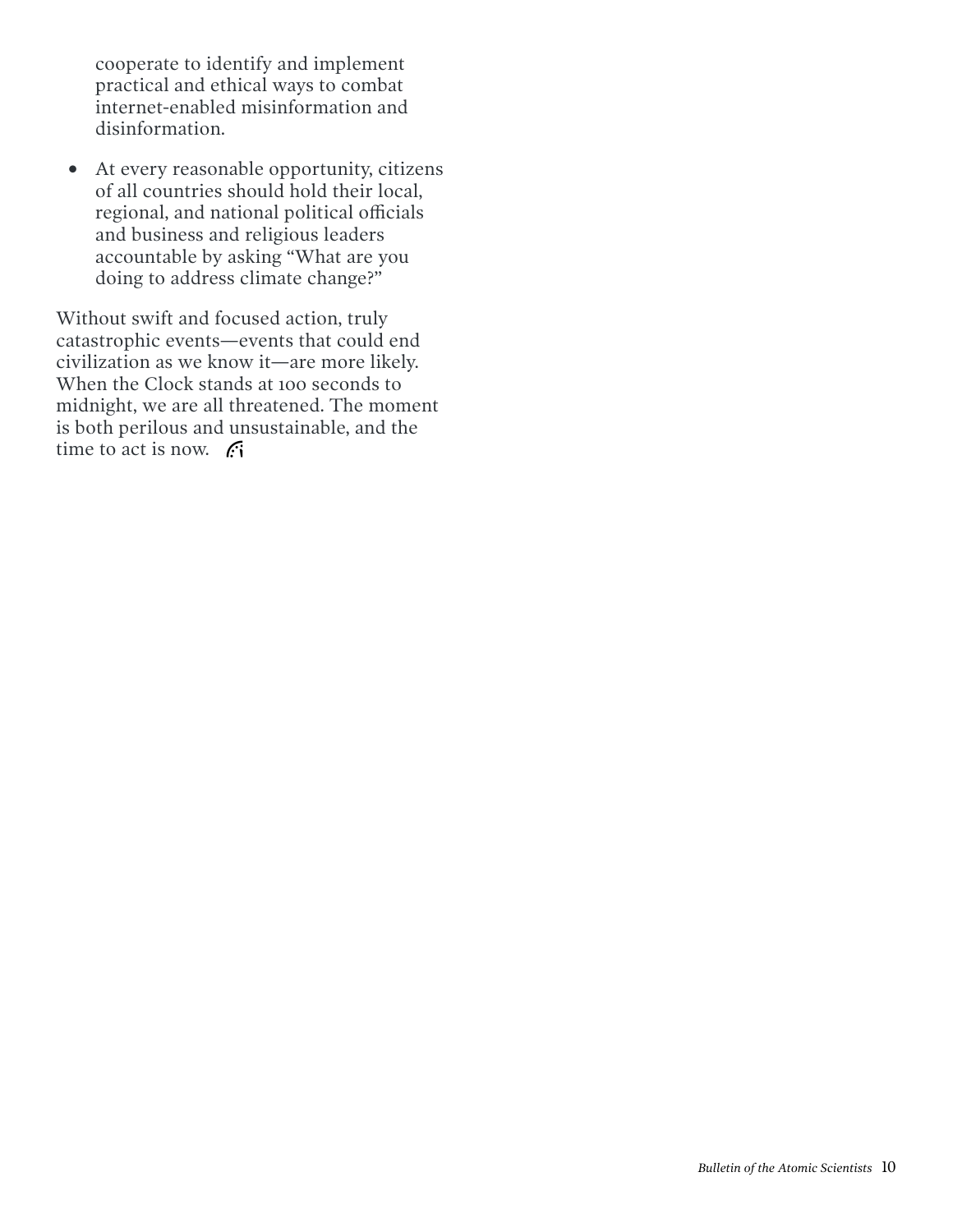cooperate to identify and implement practical and ethical ways to combat internet-enabled misinformation and disinformation.

- At every reasonable opportunity, citizens of all countries should hold their local, regional, and national political officials and business and religious leaders accountable by asking "What are you doing to address climate change?"

Without swift and focused action, truly catastrophic events—events that could end civilization as we know it—are more likely. When the Clock stands at 100 seconds to midnight, we are all threatened. The moment is both perilous and unsustainable, and the time to act is now.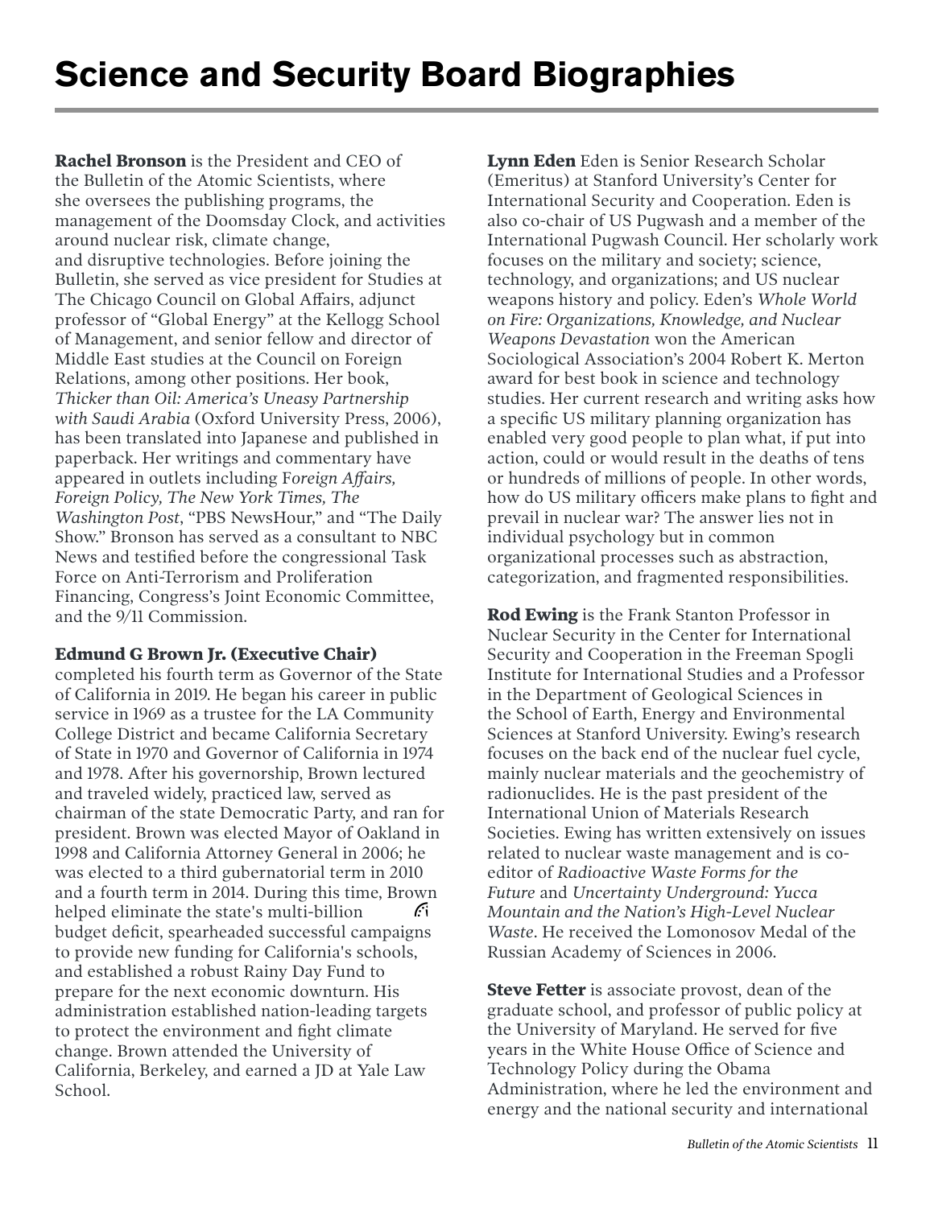# Science and Security Board Biographies

**Rachel Bronson** is the President and CEO of the Bulletin of the Atomic Scientists, where she oversees the publishing programs, the management of the Doomsday Clock, and activities around nuclear risk, climate change, and disruptive technologies. Before joining the Bulletin, she served as vice president for Studies at The Chicago Council on Global Affairs, adjunct professor of "Global Energy" at the Kellogg School of Management, and senior fellow and director of Middle East studies at the Council on Foreign Relations, among other positions. Her book, *Thicker than Oil: America's Uneasy Partnership with Saudi Arabia* (Oxford University Press, 2006), has been translated into Japanese and published in paperback. Her writings and commentary have appeared in outlets including F*oreign Affairs, Foreign Policy, The New York Times, The Washington Post*, "PBS NewsHour," and "The Daily Show." Bronson has served as a consultant to NBC News and testified before the congressional Task Force on Anti-Terrorism and Proliferation Financing, Congress's Joint Economic Committee, and the 9/11 Commission.

**Edmund G Brown Jr. (Executive Chair)** completed his fourth term as Governor of the State of California in 2019. He began his career in public service in 1969 as a trustee for the LA Community College District and became California Secretary of State in 1970 and Governor of California in 1974 and 1978. After his governorship, Brown lectured and traveled widely, practiced law, served as chairman of the state Democratic Party, and ran for president. Brown was elected Mayor of Oakland in 1998 and California Attorney General in 2006; he was elected to a third gubernatorial term in 2010 and a fourth term in 2014. During this time, Brown helped eliminate the state's multi-billion budget deficit, spearheaded successful campaigns to provide new funding for California's schools, and established a robust Rainy Day Fund to prepare for the next economic downturn. His administration established nation-leading targets to protect the environment and fight climate change. Brown attended the University of California, Berkeley, and earned a JD at Yale Law School.

**Lynn Eden** Eden is Senior Research Scholar (Emeritus) at Stanford University's Center for International Security and Cooperation. Eden is also co-chair of US Pugwash and a member of the International Pugwash Council. Her scholarly work focuses on the military and society; science, technology, and organizations; and US nuclear weapons history and policy. Eden's *Whole World on Fire: Organizations, Knowledge, and Nuclear Weapons Devastation* won the American Sociological Association's 2004 Robert K. Merton award for best book in science and technology studies. Her current research and writing asks how a specific US military planning organization has enabled very good people to plan what, if put into action, could or would result in the deaths of tens or hundreds of millions of people. In other words, how do US military officers make plans to fight and prevail in nuclear war? The answer lies not in individual psychology but in common organizational processes such as abstraction, categorization, and fragmented responsibilities.

**Rod Ewing** is the Frank Stanton Professor in Nuclear Security in the Center for International Security and Cooperation in the Freeman Spogli Institute for International Studies and a Professor in the Department of Geological Sciences in the School of Earth, Energy and Environmental Sciences at Stanford University. Ewing's research focuses on the back end of the nuclear fuel cycle, mainly nuclear materials and the geochemistry of radionuclides. He is the past president of the International Union of Materials Research Societies. Ewing has written extensively on issues related to nuclear waste management and is co-editor of *Radioactive Waste Forms for the Future* and *Uncertainty Underground: Yucca Mountain and the Nation's High-Level Nuclear Waste*. He received the Lomonosov Medal of the Russian Academy of Sciences in 2006.

**Steve Fetter** is associate provost, dean of the graduate school, and professor of public policy at the University of Maryland. He served for five years in the White House Office of Science and Technology Policy during the Obama Administration, where he led the environment and energy and the national security and international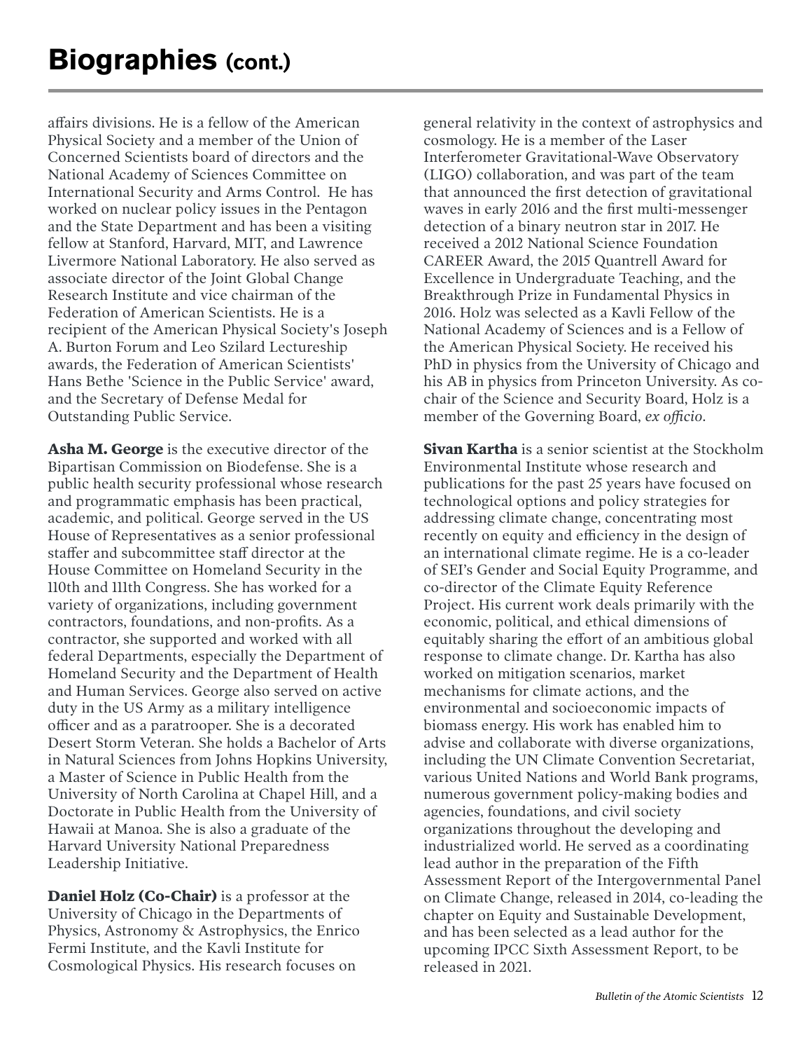# Biographies (cont.)

affairs divisions. He is a fellow of the American Physical Society and a member of the Union of Concerned Scientists board of directors and the National Academy of Sciences Committee on International Security and Arms Control. He has worked on nuclear policy issues in the Pentagon and the State Department and has been a visiting fellow at Stanford, Harvard, MIT, and Lawrence Livermore National Laboratory. He also served as associate director of the Joint Global Change Research Institute and vice chairman of the Federation of American Scientists. He is a recipient of the American Physical Society's Joseph A. Burton Forum and Leo Szilard Lectureship awards, the Federation of American Scientists' Hans Bethe 'Science in the Public Service' award, and the Secretary of Defense Medal for Outstanding Public Service.

**Asha M. George** is the executive director of the Bipartisan Commission on Biodefense. She is a public health security professional whose research and programmatic emphasis has been practical, academic, and political. George served in the US House of Representatives as a senior professional staffer and subcommittee staff director at the House Committee on Homeland Security in the 110th and 111th Congress. She has worked for a variety of organizations, including government contractors, foundations, and non-profits. As a contractor, she supported and worked with all federal Departments, especially the Department of Homeland Security and the Department of Health and Human Services. George also served on active duty in the US Army as a military intelligence officer and as a paratrooper. She is a decorated Desert Storm Veteran. She holds a Bachelor of Arts in Natural Sciences from Johns Hopkins University, a Master of Science in Public Health from the University of North Carolina at Chapel Hill, and a Doctorate in Public Health from the University of Hawaii at Manoa. She is also a graduate of the Harvard University National Preparedness Leadership Initiative.

**Daniel Holz (Co-Chair)** is a professor at the University of Chicago in the Departments of Physics, Astronomy & Astrophysics, the Enrico Fermi Institute, and the Kavli Institute for Cosmological Physics. His research focuses on general relativity in the context of astrophysics and cosmology. He is a member of the Laser Interferometer Gravitational-Wave Observatory (LIGO) collaboration, and was part of the team that announced the first detection of gravitational waves in early 2016 and the first multi-messenger detection of a binary neutron star in 2017. He received a 2012 National Science Foundation CAREER Award, the 2015 Quantrell Award for Excellence in Undergraduate Teaching, and the Breakthrough Prize in Fundamental Physics in 2016. Holz was selected as a Kavli Fellow of the National Academy of Sciences and is a Fellow of the American Physical Society. He received his PhD in physics from the University of Chicago and his AB in physics from Princeton University. As co-chair of the Science and Security Board, Holz is a member of the Governing Board, *ex officio*.

**Sivan Kartha** is a senior scientist at the Stockholm Environmental Institute whose research and publications for the past 25 years have focused on technological options and policy strategies for addressing climate change, concentrating most recently on equity and efficiency in the design of an international climate regime. He is a co-leader of SEI's Gender and Social Equity Programme, and co-director of the Climate Equity Reference Project. His current work deals primarily with the economic, political, and ethical dimensions of equitably sharing the effort of an ambitious global response to climate change. Dr. Kartha has also worked on mitigation scenarios, market mechanisms for climate actions, and the environmental and socioeconomic impacts of biomass energy. His work has enabled him to advise and collaborate with diverse organizations, including the UN Climate Convention Secretariat, various United Nations and World Bank programs, numerous government policy-making bodies and agencies, foundations, and civil society organizations throughout the developing and industrialized world. He served as a coordinating lead author in the preparation of the Fifth Assessment Report of the Intergovernmental Panel on Climate Change, released in 2014, co-leading the chapter on Equity and Sustainable Development, and has been selected as a lead author for the upcoming IPCC Sixth Assessment Report, to be released in 2021.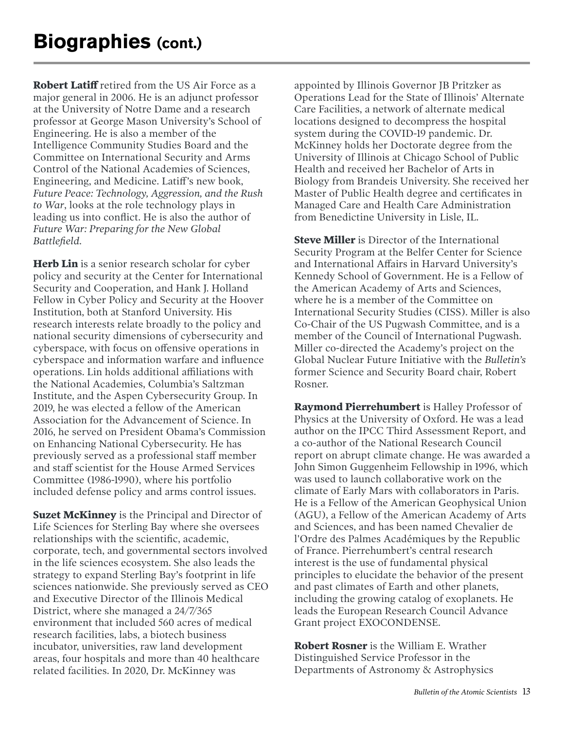# Biographies (cont.)

**Robert Latiff** retired from the US Air Force as a major general in 2006. He is an adjunct professor at the University of Notre Dame and a research professor at George Mason University's School of Engineering. He is also a member of the Intelligence Community Studies Board and the Committee on International Security and Arms Control of the National Academies of Sciences, Engineering, and Medicine. Latiff's new book, *Future Peace: Technology, Aggression, and the Rush to War*, looks at the role technology plays in leading us into conflict. He is also the author of *Future War: Preparing for the New Global Battlefield*.

**Herb Lin** is a senior research scholar for cyber policy and security at the Center for International Security and Cooperation, and Hank J. Holland Fellow in Cyber Policy and Security at the Hoover Institution, both at Stanford University. His research interests relate broadly to the policy and national security dimensions of cybersecurity and cyberspace, with focus on offensive operations in cyberspace and information warfare and influence operations. Lin holds additional affiliations with the National Academies, Columbia's Saltzman Institute, and the Aspen Cybersecurity Group. In 2019, he was elected a fellow of the American Association for the Advancement of Science. In 2016, he served on President Obama's Commission on Enhancing National Cybersecurity. He has previously served as a professional staff member and staff scientist for the House Armed Services Committee (1986-1990), where his portfolio included defense policy and arms control issues.

**Suzet McKinney** is the Principal and Director of Life Sciences for Sterling Bay where she oversees relationships with the scientific, academic, corporate, tech, and governmental sectors involved in the life sciences ecosystem. She also leads the strategy to expand Sterling Bay's footprint in life sciences nationwide. She previously served as CEO and Executive Director of the Illinois Medical District, where she managed a 24/7/365 environment that included 560 acres of medical research facilities, labs, a biotech business incubator, universities, raw land development areas, four hospitals and more than 40 healthcare related facilities. In 2020, Dr. McKinney was appointed by Illinois Governor JB Pritzker as Operations Lead for the State of Illinois' Alternate Care Facilities, a network of alternate medical locations designed to decompress the hospital system during the COVID-19 pandemic. Dr. McKinney holds her Doctorate degree from the University of Illinois at Chicago School of Public Health and received her Bachelor of Arts in Biology from Brandeis University. She received her Master of Public Health degree and certificates in Managed Care and Health Care Administration from Benedictine University in Lisle, IL.

**Steve Miller** is Director of the International Security Program at the Belfer Center for Science and International Affairs in Harvard University's Kennedy School of Government. He is a Fellow of the American Academy of Arts and Sciences, where he is a member of the Committee on International Security Studies (CISS). Miller is also Co-Chair of the US Pugwash Committee, and is a member of the Council of International Pugwash. Miller co-directed the Academy's project on the Global Nuclear Future Initiative with the *Bulletin's* former Science and Security Board chair, Robert Rosner.

**Raymond Pierrehumbert** is Halley Professor of Physics at the University of Oxford. He was a lead author on the IPCC Third Assessment Report, and a co-author of the National Research Council report on abrupt climate change. He was awarded a John Simon Guggenheim Fellowship in 1996, which was used to launch collaborative work on the climate of Early Mars with collaborators in Paris. He is a Fellow of the American Geophysical Union (AGU), a Fellow of the American Academy of Arts and Sciences, and has been named Chevalier de l'Ordre des Palmes Académiques by the Republic of France. Pierrehumbert's central research interest is the use of fundamental physical principles to elucidate the behavior of the present and past climates of Earth and other planets, including the growing catalog of exoplanets. He leads the European Research Council Advance Grant project EXOCONDENSE.

**Robert Rosner** is the William E. Wrather Distinguished Service Professor in the Departments of Astronomy & Astrophysics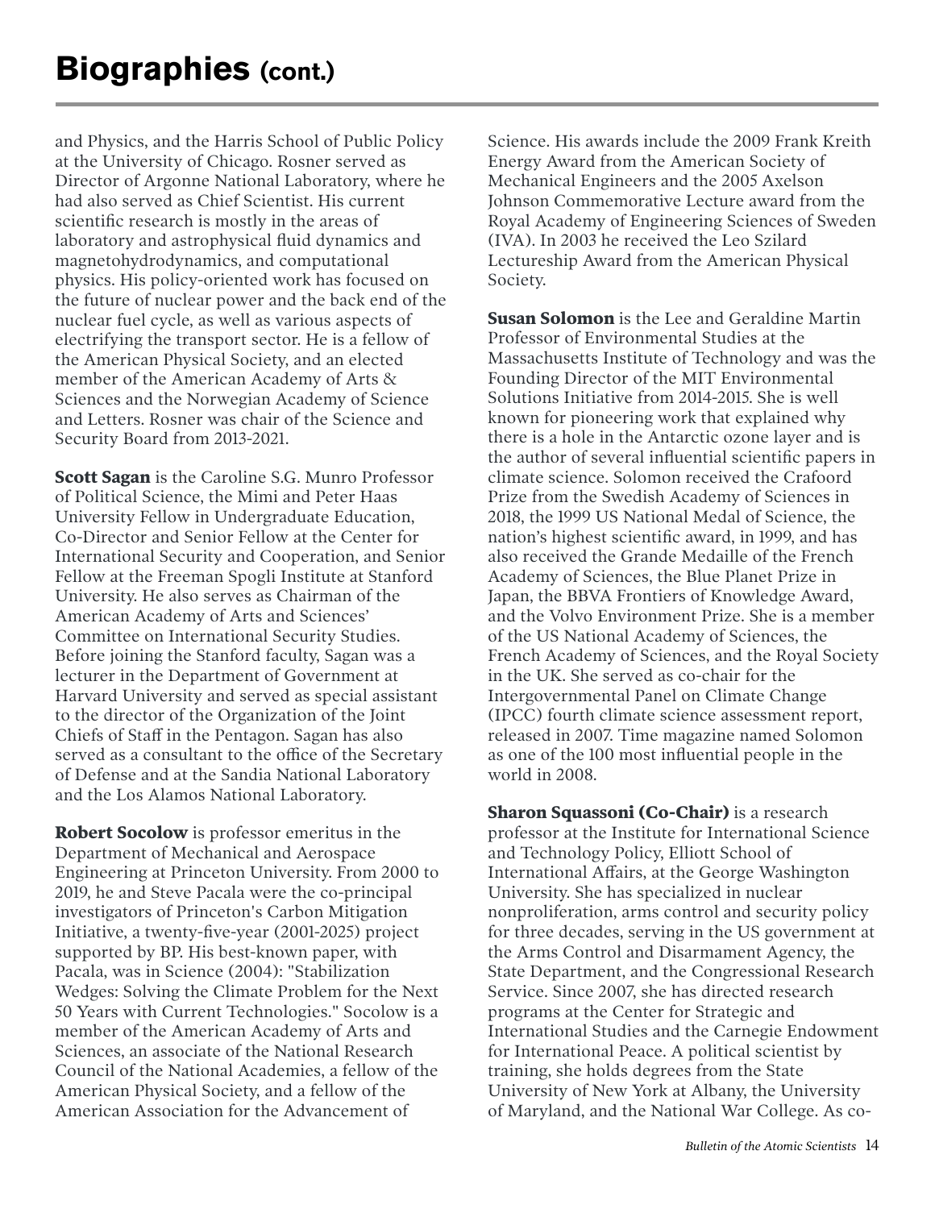# Biographies (cont.)

and Physics, and the Harris School of Public Policy at the University of Chicago. Rosner served as Director of Argonne National Laboratory, where he had also served as Chief Scientist. His current scientific research is mostly in the areas of laboratory and astrophysical fluid dynamics and magnetohydrodynamics, and computational physics. His policy-oriented work has focused on the future of nuclear power and the back end of the nuclear fuel cycle, as well as various aspects of electrifying the transport sector. He is a fellow of the American Physical Society, and an elected member of the American Academy of Arts & Sciences and the Norwegian Academy of Science and Letters. Rosner was chair of the Science and Security Board from 2013-2021.

**Scott Sagan** is the Caroline S.G. Munro Professor of Political Science, the Mimi and Peter Haas University Fellow in Undergraduate Education, Co-Director and Senior Fellow at the Center for International Security and Cooperation, and Senior Fellow at the Freeman Spogli Institute at Stanford University. He also serves as Chairman of the American Academy of Arts and Sciences' Committee on International Security Studies. Before joining the Stanford faculty, Sagan was a lecturer in the Department of Government at Harvard University and served as special assistant to the director of the Organization of the Joint Chiefs of Staff in the Pentagon. Sagan has also served as a consultant to the office of the Secretary of Defense and at the Sandia National Laboratory and the Los Alamos National Laboratory.

**Robert Socolow** is professor emeritus in the Department of Mechanical and Aerospace Engineering at Princeton University. From 2000 to 2019, he and Steve Pacala were the co-principal investigators of Princeton's Carbon Mitigation Initiative, a twenty-five-year (2001-2025) project supported by BP. His best-known paper, with Pacala, was in Science (2004): "Stabilization Wedges: Solving the Climate Problem for the Next 50 Years with Current Technologies." Socolow is a member of the American Academy of Arts and Sciences, an associate of the National Research Council of the National Academies, a fellow of the American Physical Society, and a fellow of the American Association for the Advancement of Science. His awards include the 2009 Frank Kreith Energy Award from the American Society of Mechanical Engineers and the 2005 Axelson Johnson Commemorative Lecture award from the Royal Academy of Engineering Sciences of Sweden (IVA). In 2003 he received the Leo Szilard Lectureship Award from the American Physical Society.

**Susan Solomon** is the Lee and Geraldine Martin Professor of Environmental Studies at the Massachusetts Institute of Technology and was the Founding Director of the MIT Environmental Solutions Initiative from 2014-2015. She is well known for pioneering work that explained why there is a hole in the Antarctic ozone layer and is the author of several influential scientific papers in climate science. Solomon received the Crafoord Prize from the Swedish Academy of Sciences in 2018, the 1999 US National Medal of Science, the nation's highest scientific award, in 1999, and has also received the Grande Medaille of the French Academy of Sciences, the Blue Planet Prize in Japan, the BBVA Frontiers of Knowledge Award, and the Volvo Environment Prize. She is a member of the US National Academy of Sciences, the French Academy of Sciences, and the Royal Society in the UK. She served as co-chair for the Intergovernmental Panel on Climate Change (IPCC) fourth climate science assessment report, released in 2007. Time magazine named Solomon as one of the 100 most influential people in the world in 2008.

**Sharon Squassoni (Co-Chair)** is a research professor at the Institute for International Science and Technology Policy, Elliott School of International Affairs, at the George Washington University. She has specialized in nuclear nonproliferation, arms control and security policy for three decades, serving in the US government at the Arms Control and Disarmament Agency, the State Department, and the Congressional Research Service. Since 2007, she has directed research programs at the Center for Strategic and International Studies and the Carnegie Endowment for International Peace. A political scientist by training, she holds degrees from the State University of New York at Albany, the University of Maryland, and the National War College. As co-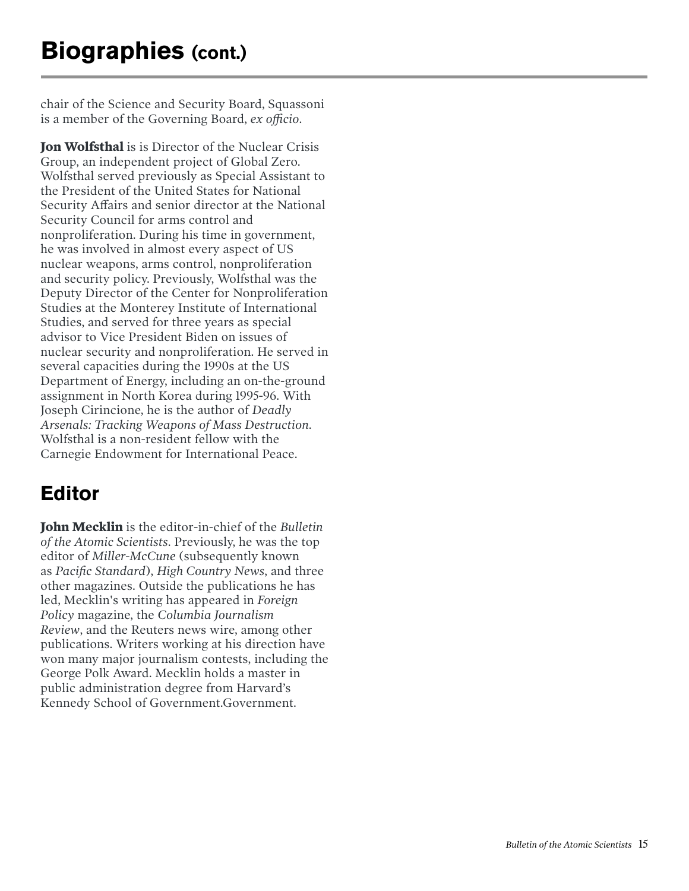# Biographies (cont.)

chair of the Science and Security Board, Squassoni is a member of the Governing Board, *ex officio*.

**Jon Wolfsthal** is is Director of the Nuclear Crisis Group, an independent project of Global Zero. Wolfsthal served previously as Special Assistant to the President of the United States for National Security Affairs and senior director at the National Security Council for arms control and nonproliferation. During his time in government, he was involved in almost every aspect of US nuclear weapons, arms control, nonproliferation and security policy. Previously, Wolfsthal was the Deputy Director of the Center for Nonproliferation Studies at the Monterey Institute of International Studies, and served for three years as special advisor to Vice President Biden on issues of nuclear security and nonproliferation. He served in several capacities during the 1990s at the US Department of Energy, including an on-the-ground assignment in North Korea during 1995-96. With Joseph Cirincione, he is the author of *Deadly Arsenals: Tracking Weapons of Mass Destruction*. Wolfsthal is a non-resident fellow with the Carnegie Endowment for International Peace.

## Editor

**John Mecklin** is the editor-in-chief of the *Bulletin of the Atomic Scientists*. Previously, he was the top editor of *Miller-McCune* (subsequently known as *Pacific Standard*), *High Country News*, and three other magazines. Outside the publications he has led, Mecklin's writing has appeared in *Foreign Policy* magazine, the *Columbia Journalism Review*, and the Reuters news wire, among other publications. Writers working at his direction have won many major journalism contests, including the George Polk Award. Mecklin holds a master in public administration degree from Harvard's Kennedy School of Government.Government.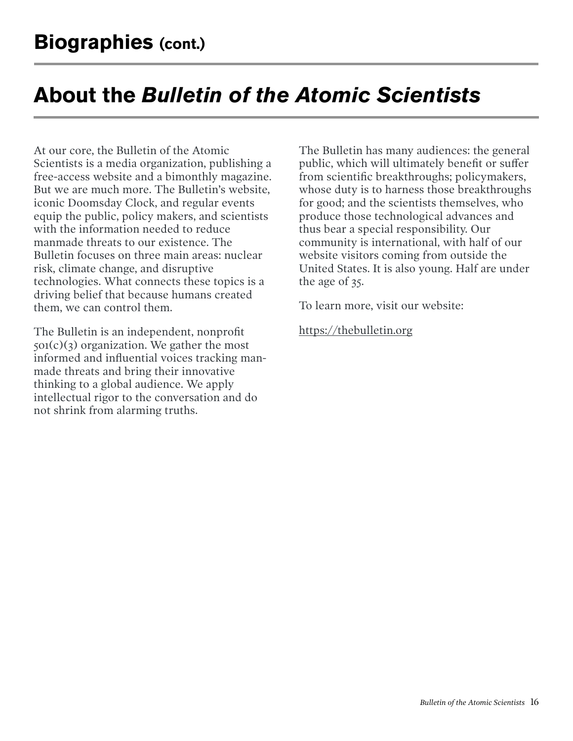# Biographies (cont.)

# About the *Bulletin of the Atomic Scientists*

At our core, the Bulletin of the Atomic Scientists is a media organization, publishing a free-access website and a bimonthly magazine. But we are much more. The Bulletin's website, iconic Doomsday Clock, and regular events equip the public, policy makers, and scientists with the information needed to reduce manmade threats to our existence. The Bulletin focuses on three main areas: nuclear risk, climate change, and disruptive technologies. What connects these topics is a driving belief that because humans created them, we can control them.

The Bulletin is an independent, nonprofit 501(c)(3) organization. We gather the most informed and influential voices tracking man-made threats and bring their innovative thinking to a global audience. We apply intellectual rigor to the conversation and do not shrink from alarming truths.

The Bulletin has many audiences: the general public, which will ultimately benefit or suffer from scientific breakthroughs; policymakers, whose duty is to harness those breakthroughs for good; and the scientists themselves, who produce those technological advances and thus bear a special responsibility. Our community is international, with half of our website visitors coming from outside the United States. It is also young. Half are under the age of 35.

To learn more, visit our website:

https://thebulletin.org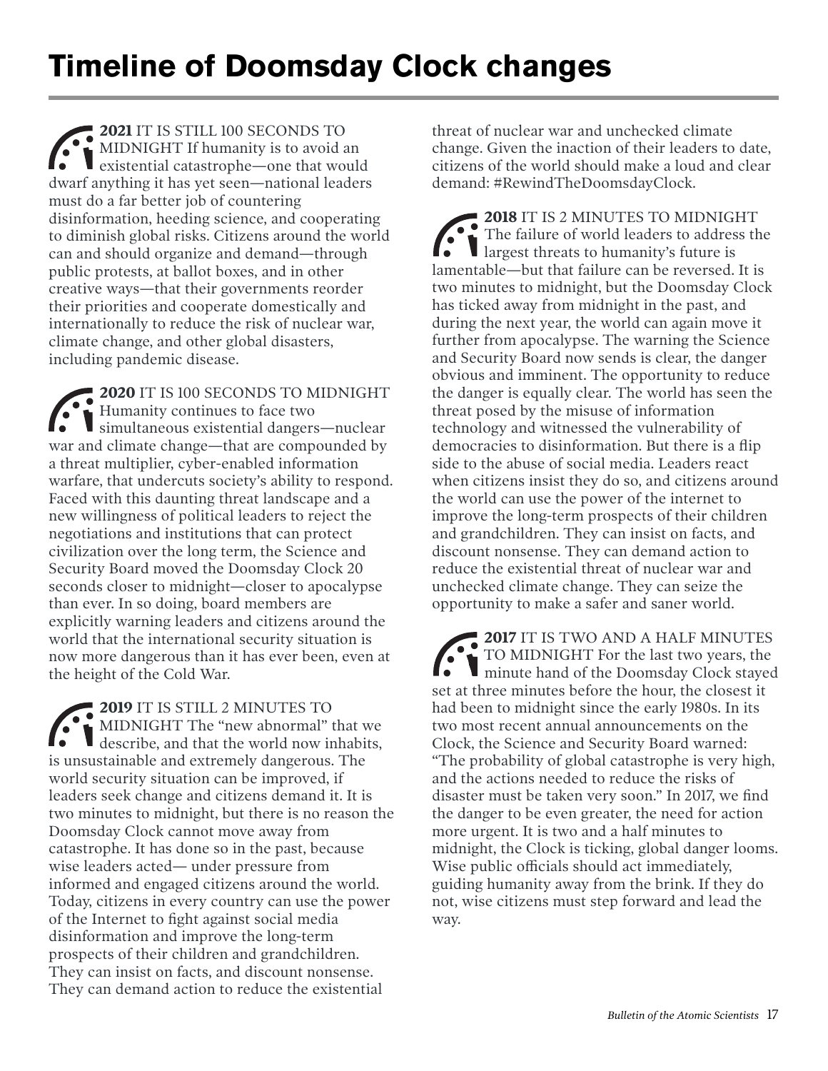# Timeline of Doomsday Clock changes

**2021** IT IS STILL 100 SECONDS TO MIDNIGHT If humanity is to avoid an existential catastrophe—one that would dwarf anything it has yet seen—national leaders must do a far better job of countering disinformation, heeding science, and cooperating to diminish global risks. Citizens around the world can and should organize and demand—through public protests, at ballot boxes, and in other creative ways—that their governments reorder their priorities and cooperate domestically and internationally to reduce the risk of nuclear war, climate change, and other global disasters, including pandemic disease.

**2020** IT IS 100 SECONDS TO MIDNIGHT Humanity continues to face two simultaneous existential dangers—nuclear war and climate change—that are compounded by a threat multiplier, cyber-enabled information warfare, that undercuts society's ability to respond. Faced with this daunting threat landscape and a new willingness of political leaders to reject the negotiations and institutions that can protect civilization over the long term, the Science and Security Board moved the Doomsday Clock 20 seconds closer to midnight—closer to apocalypse than ever. In so doing, board members are explicitly warning leaders and citizens around the world that the international security situation is now more dangerous than it has ever been, even at the height of the Cold War.

**2019** IT IS STILL 2 MINUTES TO MIDNIGHT The "new abnormal" that we describe, and that the world now inhabits, is unsustainable and extremely dangerous. The world security situation can be improved, if leaders seek change and citizens demand it. It is two minutes to midnight, but there is no reason the Doomsday Clock cannot move away from catastrophe. It has done so in the past, because wise leaders acted— under pressure from informed and engaged citizens around the world. Today, citizens in every country can use the power of the Internet to fight against social media disinformation and improve the long-term prospects of their children and grandchildren. They can insist on facts, and discount nonsense. They can demand action to reduce the existential threat of nuclear war and unchecked climate change. Given the inaction of their leaders to date, citizens of the world should make a loud and clear demand: #RewindTheDoomsdayClock.

**2018** IT IS 2 MINUTES TO MIDNIGHT The failure of world leaders to address the largest threats to humanity's future is lamentable—but that failure can be reversed. It is two minutes to midnight, but the Doomsday Clock has ticked away from midnight in the past, and during the next year, the world can again move it further from apocalypse. The warning the Science and Security Board now sends is clear, the danger obvious and imminent. The opportunity to reduce the danger is equally clear. The world has seen the threat posed by the misuse of information technology and witnessed the vulnerability of democracies to disinformation. But there is a flip side to the abuse of social media. Leaders react when citizens insist they do so, and citizens around the world can use the power of the internet to improve the long-term prospects of their children and grandchildren. They can insist on facts, and discount nonsense. They can demand action to reduce the existential threat of nuclear war and unchecked climate change. They can seize the opportunity to make a safer and saner world.

**2017** IT IS TWO AND A HALF MINUTES TO MIDNIGHT For the last two years, the minute hand of the Doomsday Clock stayed set at three minutes before the hour, the closest it had been to midnight since the early 1980s. In its two most recent annual announcements on the Clock, the Science and Security Board warned: "The probability of global catastrophe is very high, and the actions needed to reduce the risks of disaster must be taken very soon." In 2017, we find the danger to be even greater, the need for action more urgent. It is two and a half minutes to midnight, the Clock is ticking, global danger looms. Wise public officials should act immediately, guiding humanity away from the brink. If they do not, wise citizens must step forward and lead the way.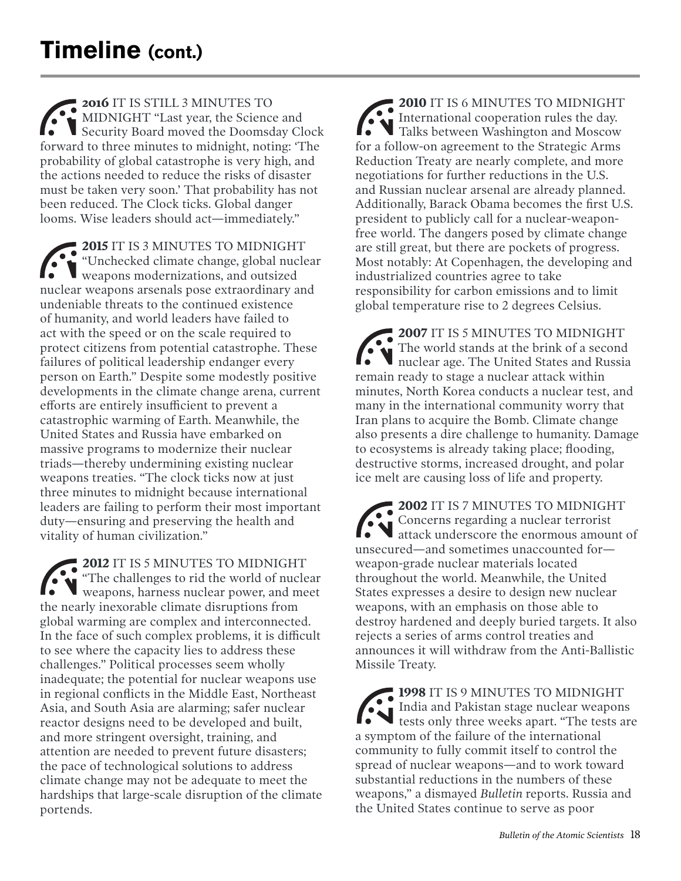# Timeline (cont.)

**2016** IT IS STILL 3 MINUTES TO MIDNIGHT "Last year, the Science and Security Board moved the Doomsday Clock forward to three minutes to midnight, noting: 'The probability of global catastrophe is very high, and the actions needed to reduce the risks of disaster must be taken very soon.' That probability has not been reduced. The Clock ticks. Global danger looms. Wise leaders should act—immediately."

**2015** IT IS 3 MINUTES TO MIDNIGHT "Unchecked climate change, global nuclear weapons modernizations, and outsized nuclear weapons arsenals pose extraordinary and undeniable threats to the continued existence of humanity, and world leaders have failed to act with the speed or on the scale required to protect citizens from potential catastrophe. These failures of political leadership endanger every person on Earth." Despite some modestly positive developments in the climate change arena, current efforts are entirely insufficient to prevent a catastrophic warming of Earth. Meanwhile, the United States and Russia have embarked on massive programs to modernize their nuclear triads—thereby undermining existing nuclear weapons treaties. "The clock ticks now at just three minutes to midnight because international leaders are failing to perform their most important duty—ensuring and preserving the health and vitality of human civilization."

**2012** IT IS 5 MINUTES TO MIDNIGHT "The challenges to rid the world of nuclear weapons, harness nuclear power, and meet the nearly inexorable climate disruptions from global warming are complex and interconnected. In the face of such complex problems, it is difficult to see where the capacity lies to address these challenges." Political processes seem wholly inadequate; the potential for nuclear weapons use in regional conflicts in the Middle East, Northeast Asia, and South Asia are alarming; safer nuclear reactor designs need to be developed and built, and more stringent oversight, training, and attention are needed to prevent future disasters; the pace of technological solutions to address climate change may not be adequate to meet the hardships that large-scale disruption of the climate portends.

**2010** IT IS 6 MINUTES TO MIDNIGHT International cooperation rules the day. Talks between Washington and Moscow for a follow-on agreement to the Strategic Arms Reduction Treaty are nearly complete, and more negotiations for further reductions in the U.S. and Russian nuclear arsenal are already planned. Additionally, Barack Obama becomes the first U.S. president to publicly call for a nuclear-weapon-free world. The dangers posed by climate change are still great, but there are pockets of progress. Most notably: At Copenhagen, the developing and industrialized countries agree to take responsibility for carbon emissions and to limit global temperature rise to 2 degrees Celsius.

**2007** IT IS 5 MINUTES TO MIDNIGHT The world stands at the brink of a second nuclear age. The United States and Russia remain ready to stage a nuclear attack within minutes, North Korea conducts a nuclear test, and many in the international community worry that Iran plans to acquire the Bomb. Climate change also presents a dire challenge to humanity. Damage to ecosystems is already taking place; flooding, destructive storms, increased drought, and polar ice melt are causing loss of life and property.

**2002** IT IS 7 MINUTES TO MIDNIGHT Concerns regarding a nuclear terrorist attack underscore the enormous amount of unsecured—and sometimes unaccounted for—weapon-grade nuclear materials located throughout the world. Meanwhile, the United States expresses a desire to design new nuclear weapons, with an emphasis on those able to destroy hardened and deeply buried targets. It also rejects a series of arms control treaties and announces it will withdraw from the Anti-Ballistic Missile Treaty.

**1998** IT IS 9 MINUTES TO MIDNIGHT India and Pakistan stage nuclear weapons tests only three weeks apart. "The tests are a symptom of the failure of the international community to fully commit itself to control the spread of nuclear weapons—and to work toward substantial reductions in the numbers of these weapons," a dismayed *Bulletin* reports. Russia and the United States continue to serve as poor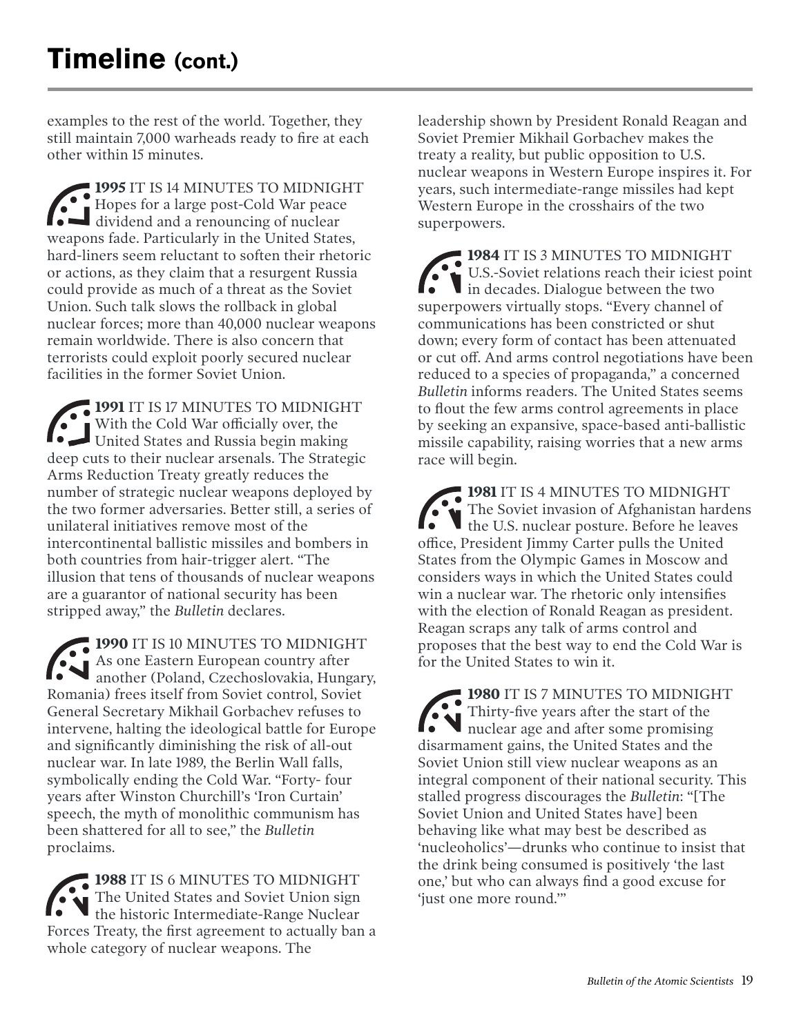# Timeline (cont.)

examples to the rest of the world. Together, they still maintain 7,000 warheads ready to fire at each other within 15 minutes.

**1995** IT IS 14 MINUTES TO MIDNIGHT Hopes for a large post-Cold War peace dividend and a renouncing of nuclear weapons fade. Particularly in the United States, hard-liners seem reluctant to soften their rhetoric or actions, as they claim that a resurgent Russia could provide as much of a threat as the Soviet Union. Such talk slows the rollback in global nuclear forces; more than 40,000 nuclear weapons remain worldwide. There is also concern that terrorists could exploit poorly secured nuclear facilities in the former Soviet Union.

**1991** IT IS 17 MINUTES TO MIDNIGHT With the Cold War officially over, the United States and Russia begin making deep cuts to their nuclear arsenals. The Strategic Arms Reduction Treaty greatly reduces the number of strategic nuclear weapons deployed by the two former adversaries. Better still, a series of unilateral initiatives remove most of the intercontinental ballistic missiles and bombers in both countries from hair-trigger alert. "The illusion that tens of thousands of nuclear weapons are a guarantor of national security has been stripped away," the *Bulletin* declares.

**1990** IT IS 10 MINUTES TO MIDNIGHT As one Eastern European country after another (Poland, Czechoslovakia, Hungary, Romania) frees itself from Soviet control, Soviet General Secretary Mikhail Gorbachev refuses to intervene, halting the ideological battle for Europe and significantly diminishing the risk of all-out nuclear war. In late 1989, the Berlin Wall falls, symbolically ending the Cold War. "Forty- four years after Winston Churchill's 'Iron Curtain' speech, the myth of monolithic communism has been shattered for all to see," the *Bulletin* proclaims.

**1988** IT IS 6 MINUTES TO MIDNIGHT The United States and Soviet Union sign the historic Intermediate-Range Nuclear Forces Treaty, the first agreement to actually ban a whole category of nuclear weapons. The leadership shown by President Ronald Reagan and Soviet Premier Mikhail Gorbachev makes the treaty a reality, but public opposition to U.S. nuclear weapons in Western Europe inspires it. For years, such intermediate-range missiles had kept Western Europe in the crosshairs of the two superpowers.

**1984** IT IS 3 MINUTES TO MIDNIGHT U.S.-Soviet relations reach their iciest point in decades. Dialogue between the two superpowers virtually stops. "Every channel of communications has been constricted or shut down; every form of contact has been attenuated or cut off. And arms control negotiations have been reduced to a species of propaganda," a concerned *Bulletin* informs readers. The United States seems to flout the few arms control agreements in place by seeking an expansive, space-based anti-ballistic missile capability, raising worries that a new arms race will begin.

**1981** IT IS 4 MINUTES TO MIDNIGHT The Soviet invasion of Afghanistan hardens the U.S. nuclear posture. Before he leaves office, President Jimmy Carter pulls the United States from the Olympic Games in Moscow and considers ways in which the United States could win a nuclear war. The rhetoric only intensifies with the election of Ronald Reagan as president. Reagan scraps any talk of arms control and proposes that the best way to end the Cold War is for the United States to win it.

**1980** IT IS 7 MINUTES TO MIDNIGHT Thirty-five years after the start of the nuclear age and after some promising disarmament gains, the United States and the Soviet Union still view nuclear weapons as an integral component of their national security. This stalled progress discourages the *Bulletin*: "[The Soviet Union and United States have] been behaving like what may best be described as 'nucleoholics'—drunks who continue to insist that the drink being consumed is positively 'the last one,' but who can always find a good excuse for 'just one more round.'"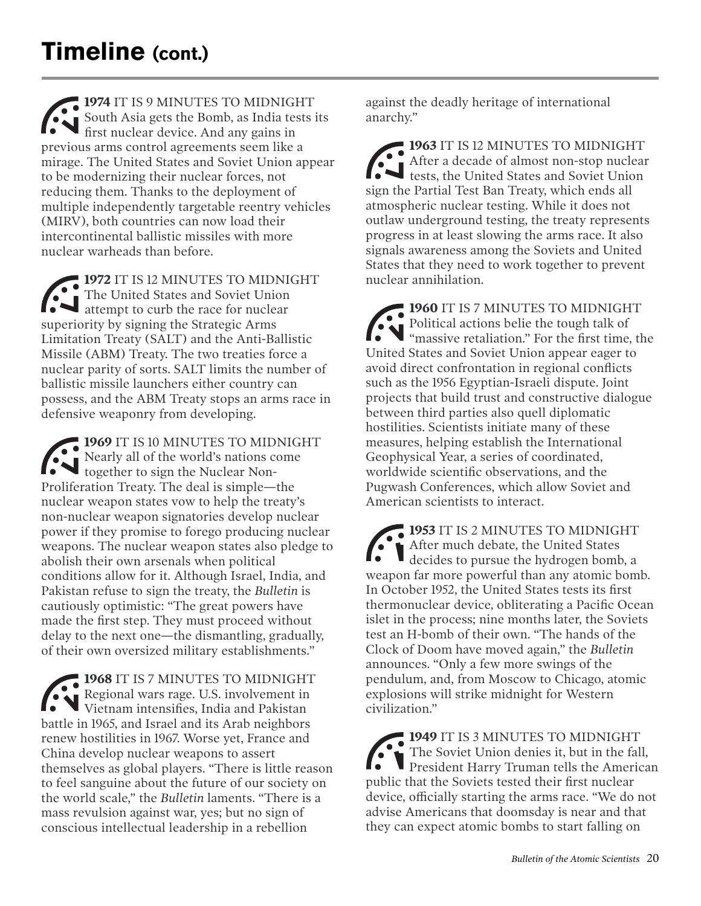# Timeline (cont.)

**1974** IT IS 9 MINUTES TO MIDNIGHT South Asia gets the Bomb, as India tests its first nuclear device. And any gains in previous arms control agreements seem like a mirage. The United States and Soviet Union appear to be modernizing their nuclear forces, not reducing them. Thanks to the deployment of multiple independently targetable reentry vehicles (MIRV), both countries can now load their intercontinental ballistic missiles with more nuclear warheads than before.

**1972** IT IS 12 MINUTES TO MIDNIGHT The United States and Soviet Union attempt to curb the race for nuclear superiority by signing the Strategic Arms Limitation Treaty (SALT) and the Anti-Ballistic Missile (ABM) Treaty. The two treaties force a nuclear parity of sorts. SALT limits the number of ballistic missile launchers either country can possess, and the ABM Treaty stops an arms race in defensive weaponry from developing.

**1969** IT IS 10 MINUTES TO MIDNIGHT Nearly all of the world's nations come together to sign the Nuclear Non-Proliferation Treaty. The deal is simple—the nuclear weapon states vow to help the treaty's non-nuclear weapon signatories develop nuclear power if they promise to forego producing nuclear weapons. The nuclear weapon states also pledge to abolish their own arsenals when political conditions allow for it. Although Israel, India, and Pakistan refuse to sign the treaty, the *Bulletin* is cautiously optimistic: "The great powers have made the first step. They must proceed without delay to the next one—the dismantling, gradually, of their own oversized military establishments."

**1968** IT IS 7 MINUTES TO MIDNIGHT Regional wars rage. U.S. involvement in Vietnam intensifies, India and Pakistan battle in 1965, and Israel and its Arab neighbors renew hostilities in 1967. Worse yet, France and China develop nuclear weapons to assert themselves as global players. "There is little reason to feel sanguine about the future of our society on the world scale," the *Bulletin* laments. "There is a mass revulsion against war, yes; but no sign of conscious intellectual leadership in a rebellion against the deadly heritage of international anarchy."

**1963** IT IS 12 MINUTES TO MIDNIGHT After a decade of almost non-stop nuclear tests, the United States and Soviet Union sign the Partial Test Ban Treaty, which ends all atmospheric nuclear testing. While it does not outlaw underground testing, the treaty represents progress in at least slowing the arms race. It also signals awareness among the Soviets and United States that they need to work together to prevent nuclear annihilation.

**1960** IT IS 7 MINUTES TO MIDNIGHT Political actions belie the tough talk of "massive retaliation." For the first time, the United States and Soviet Union appear eager to avoid direct confrontation in regional conflicts such as the 1956 Egyptian-Israeli dispute. Joint projects that build trust and constructive dialogue between third parties also quell diplomatic hostilities. Scientists initiate many of these measures, helping establish the International Geophysical Year, a series of coordinated, worldwide scientific observations, and the Pugwash Conferences, which allow Soviet and American scientists to interact.

**1953** IT IS 2 MINUTES TO MIDNIGHT After much debate, the United States decides to pursue the hydrogen bomb, a weapon far more powerful than any atomic bomb. In October 1952, the United States tests its first thermonuclear device, obliterating a Pacific Ocean islet in the process; nine months later, the Soviets test an H-bomb of their own. "The hands of the Clock of Doom have moved again," the *Bulletin* announces. "Only a few more swings of the pendulum, and, from Moscow to Chicago, atomic explosions will strike midnight for Western civilization."

**1949** IT IS 3 MINUTES TO MIDNIGHT The Soviet Union denies it, but in the fall, President Harry Truman tells the American public that the Soviets tested their first nuclear device, officially starting the arms race. "We do not advise Americans that doomsday is near and that they can expect atomic bombs to start falling on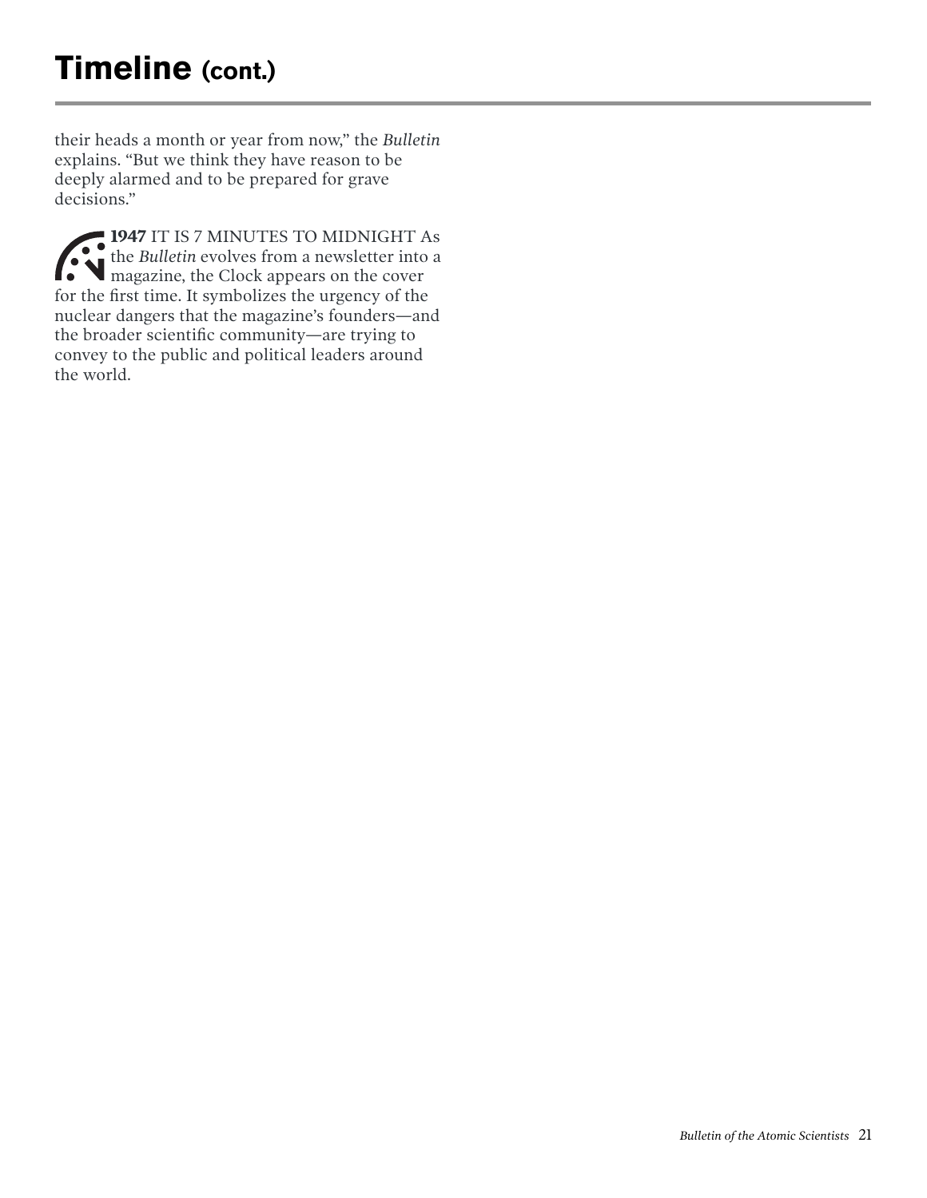# Timeline (cont.)

their heads a month or year from now," the *Bulletin* explains. "But we think they have reason to be deeply alarmed and to be prepared for grave decisions."

**1947** IT IS 7 MINUTES TO MIDNIGHT As the *Bulletin* evolves from a newsletter into a magazine, the Clock appears on the cover for the first time. It symbolizes the urgency of the nuclear dangers that the magazine's founders—and the broader scientific community—are trying to convey to the public and political leaders around the world.